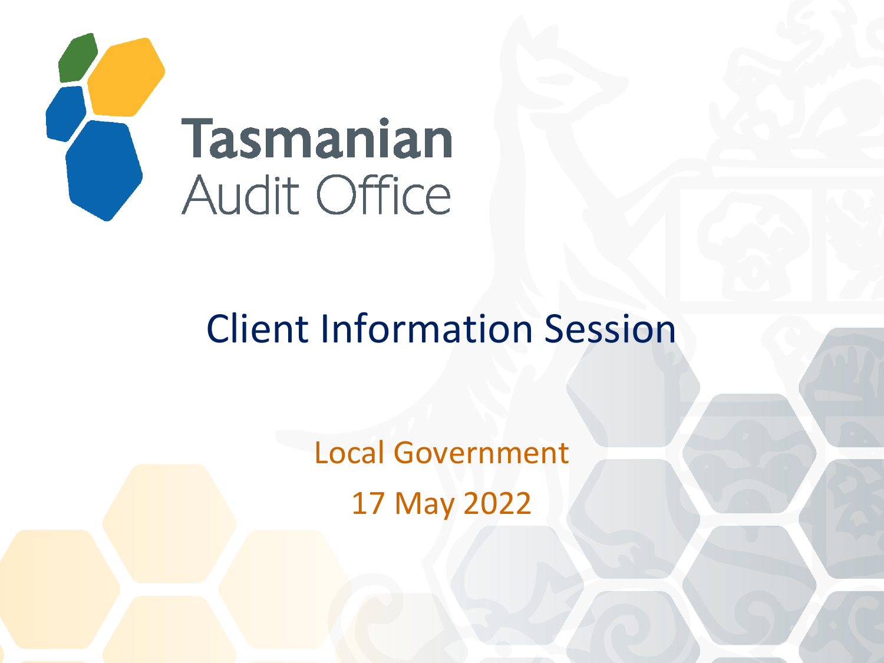Tasmanian Audit Office

# Client Information Session

Local Government

17 May 2022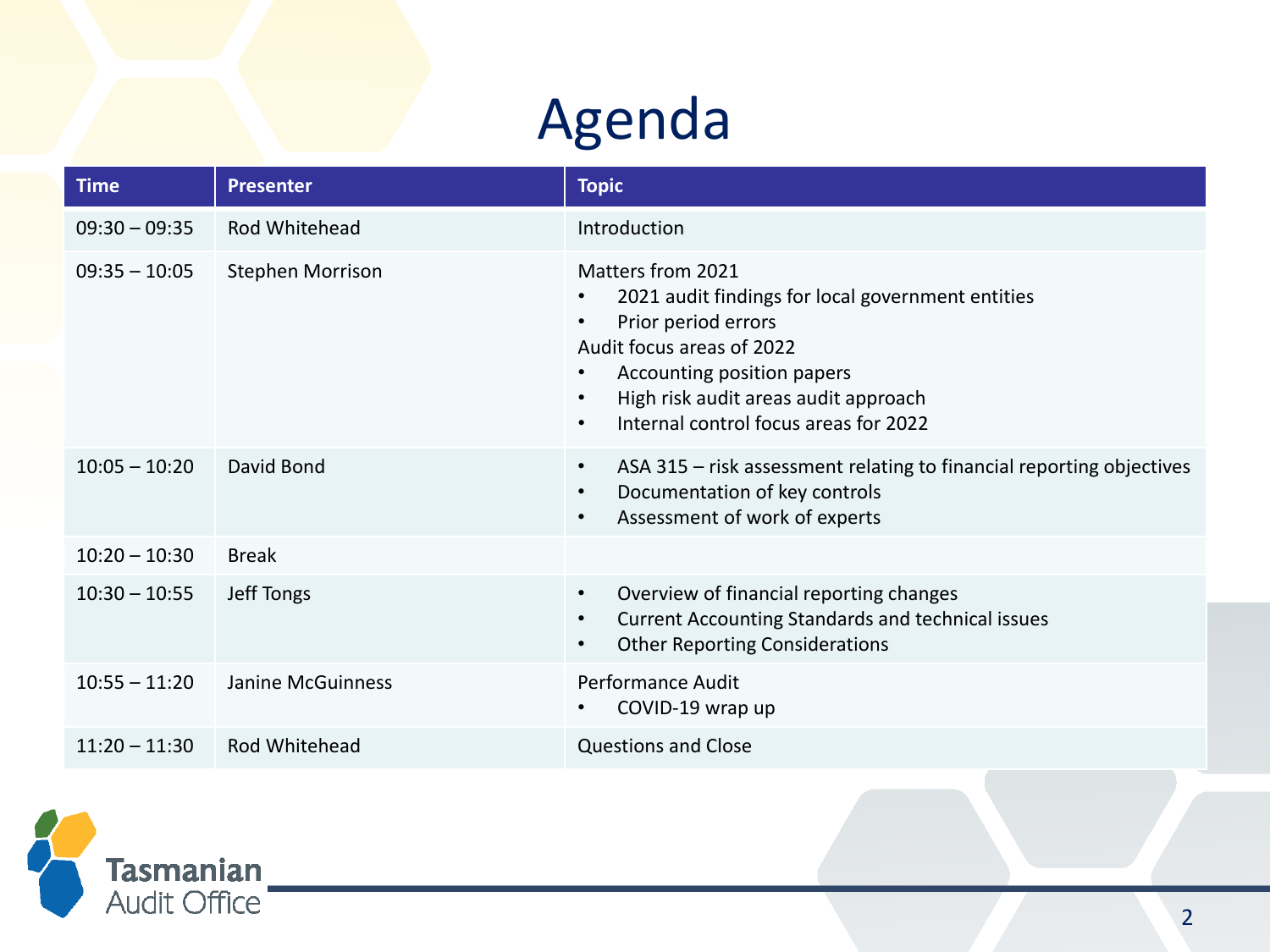# Agenda

| Time | Presenter | Topic |
|---|---|---|
| 09:30 – 09:35 | Rod Whitehead | Introduction |
| 09:35 – 10:05 | Stephen Morrison | Matters from 2021<br>• 2021 audit findings for local government entities<br>• Prior period errors<br>Audit focus areas of 2022<br>• Accounting position papers<br>• High risk audit areas audit approach<br>• Internal control focus areas for 2022 |
| 10:05 – 10:20 | David Bond | • ASA 315 – risk assessment relating to financial reporting objectives<br>• Documentation of key controls<br>• Assessment of work of experts |
| 10:20 – 10:30 | Break | |
| 10:30 – 10:55 | Jeff Tongs | • Overview of financial reporting changes<br>• Current Accounting Standards and technical issues<br>• Other Reporting Considerations |
| 10:55 – 11:20 | Janine McGuinness | Performance Audit<br>• COVID-19 wrap up |
| 11:20 – 11:30 | Rod Whitehead | Questions and Close |

Tasmanian Audit Office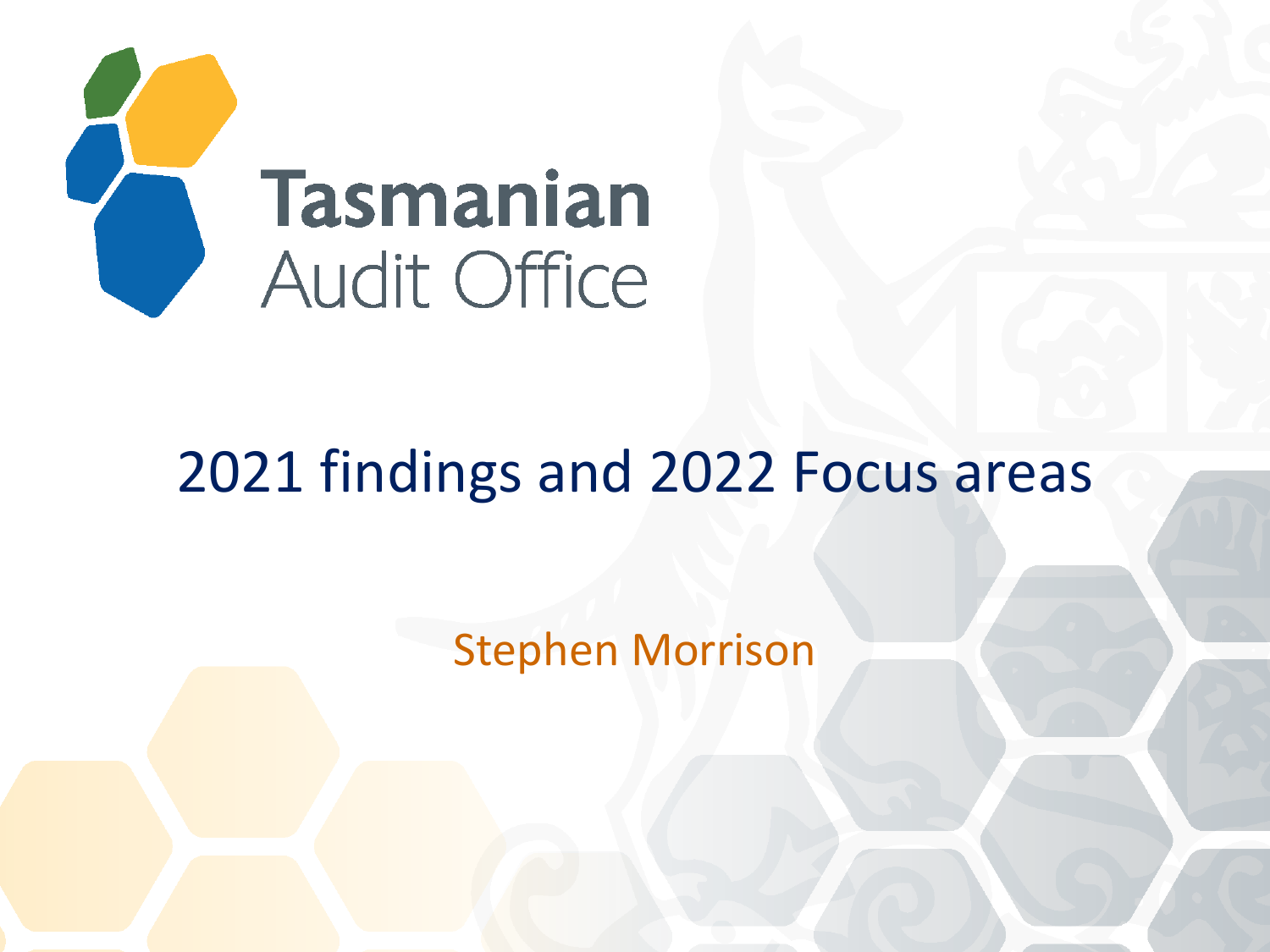Tasmanian Audit Office

# 2021 findings and 2022 Focus areas

Stephen Morrison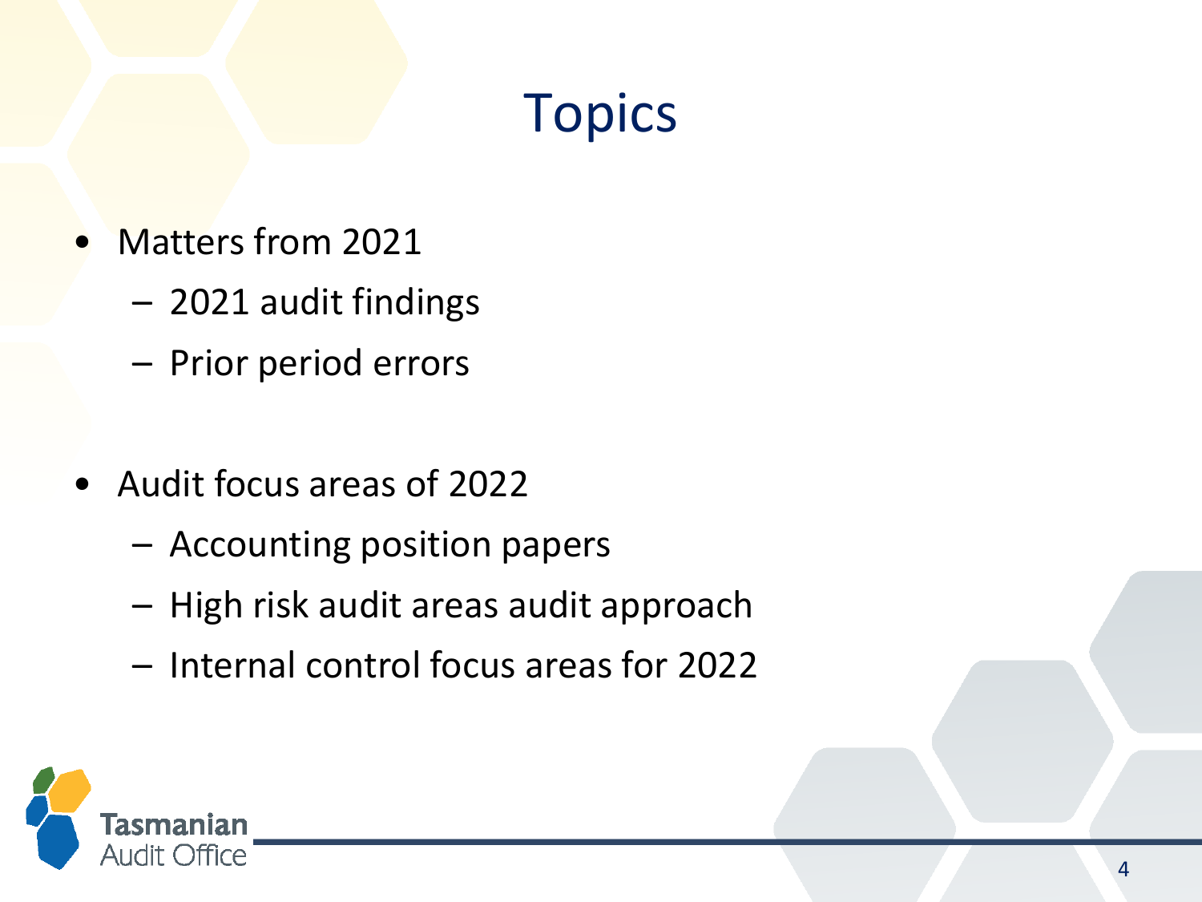# Topics

- Matters from 2021
  - 2021 audit findings
  - Prior period errors

- Audit focus areas of 2022
  - Accounting position papers
  - High risk audit areas audit approach
  - Internal control focus areas for 2022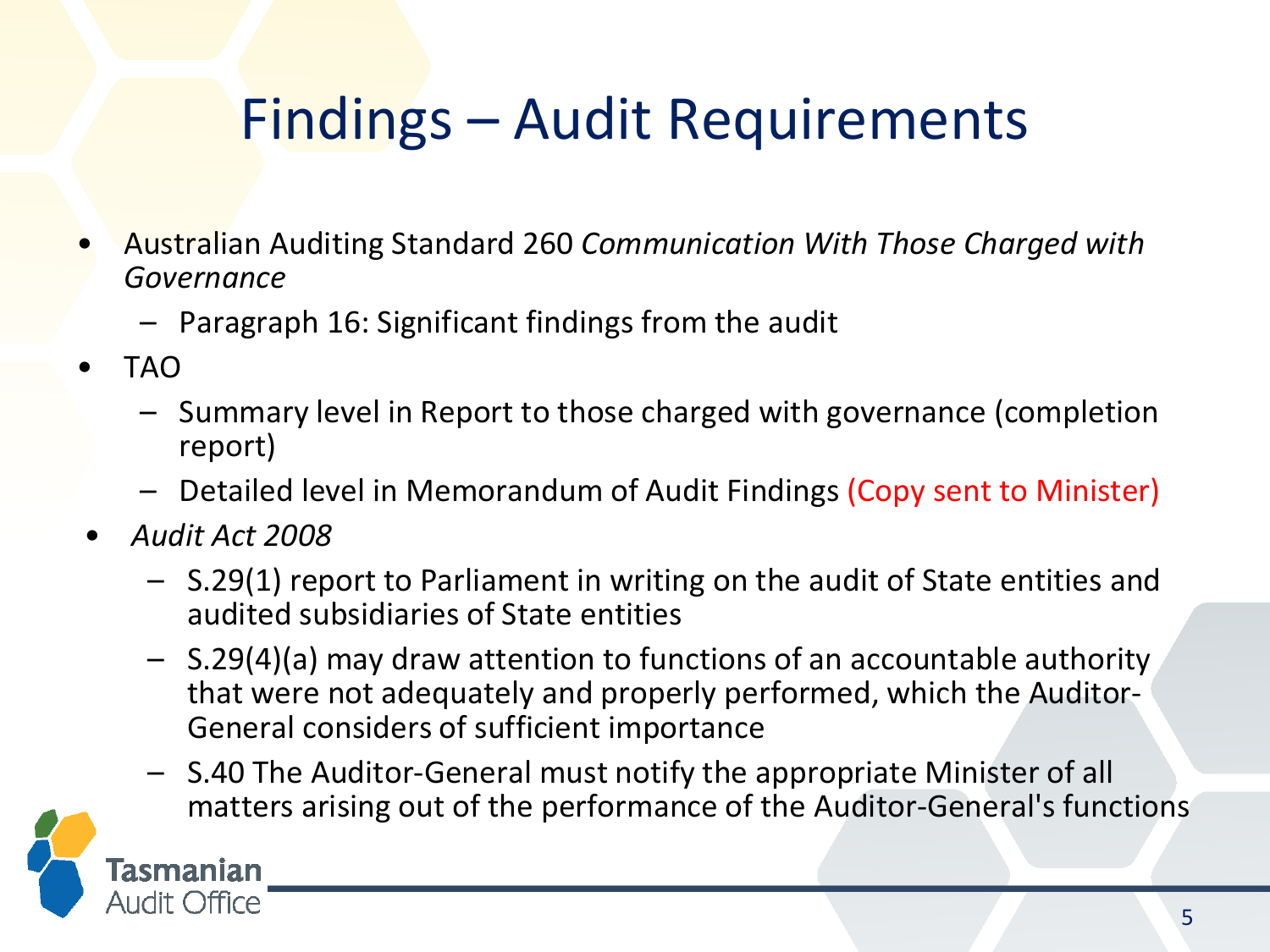# Findings – Audit Requirements

- Australian Auditing Standard 260 *Communication With Those Charged with Governance*
  - Paragraph 16: Significant findings from the audit
- TAO
  - Summary level in Report to those charged with governance (completion report)
  - Detailed level in Memorandum of Audit Findings (Copy sent to Minister)
- *Audit Act 2008*
  - S.29(1) report to Parliament in writing on the audit of State entities and audited subsidiaries of State entities
  - S.29(4)(a) may draw attention to functions of an accountable authority that were not adequately and properly performed, which the Auditor-General considers of sufficient importance
  - S.40 The Auditor-General must notify the appropriate Minister of all matters arising out of the performance of the Auditor-General's functions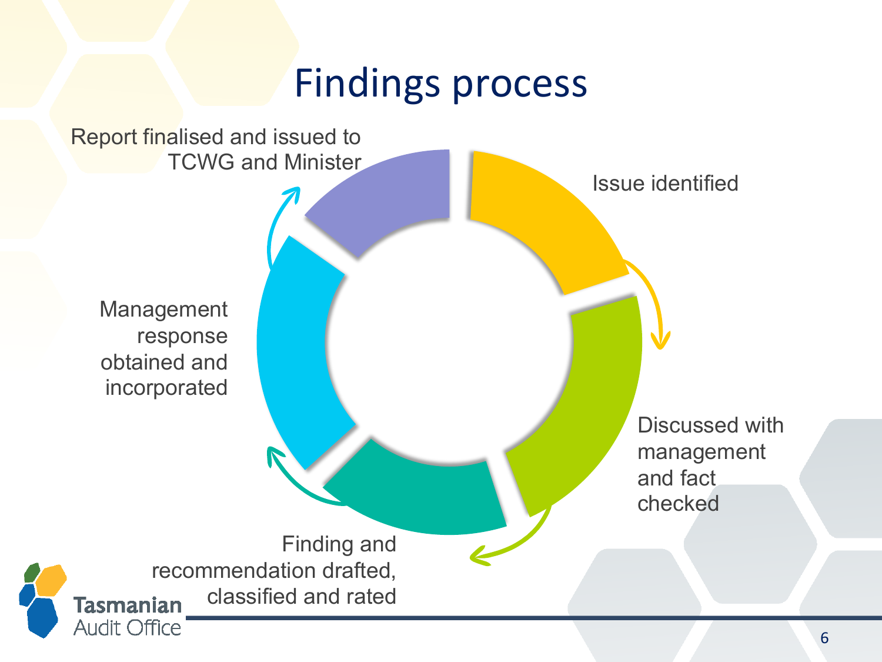# Findings process

1. Issue identified
2. Discussed with management and fact checked
3. Finding and recommendation drafted, classified and rated
4. Management response obtained and incorporated
5. Report finalised and issued to TCWG and Minister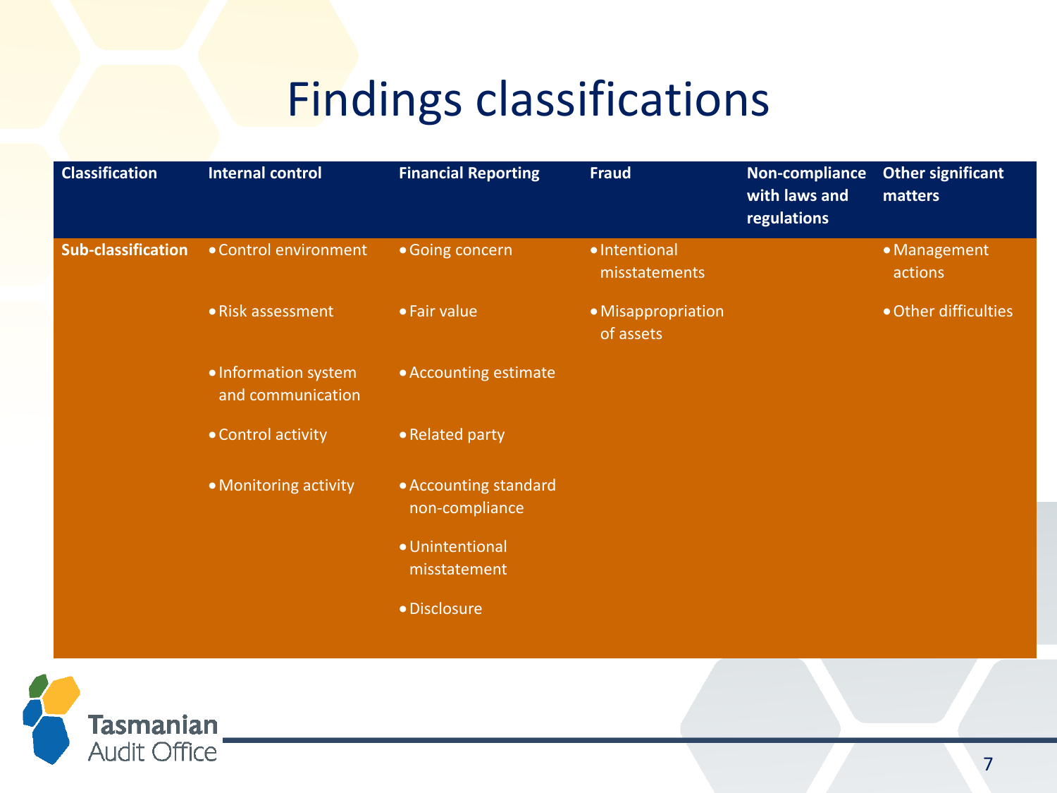# Findings classifications

| Classification | Internal control | Financial Reporting | Fraud | Non-compliance with laws and regulations | Other significant matters |
|---|---|---|---|---|---|
| **Sub-classification** | • Control environment<br>• Risk assessment<br>• Information system and communication<br>• Control activity<br>• Monitoring activity | • Going concern<br>• Fair value<br>• Accounting estimate<br>• Related party<br>• Accounting standard non-compliance<br>• Unintentional misstatement<br>• Disclosure | • Intentional misstatements<br>• Misappropriation of assets | | • Management actions<br>• Other difficulties |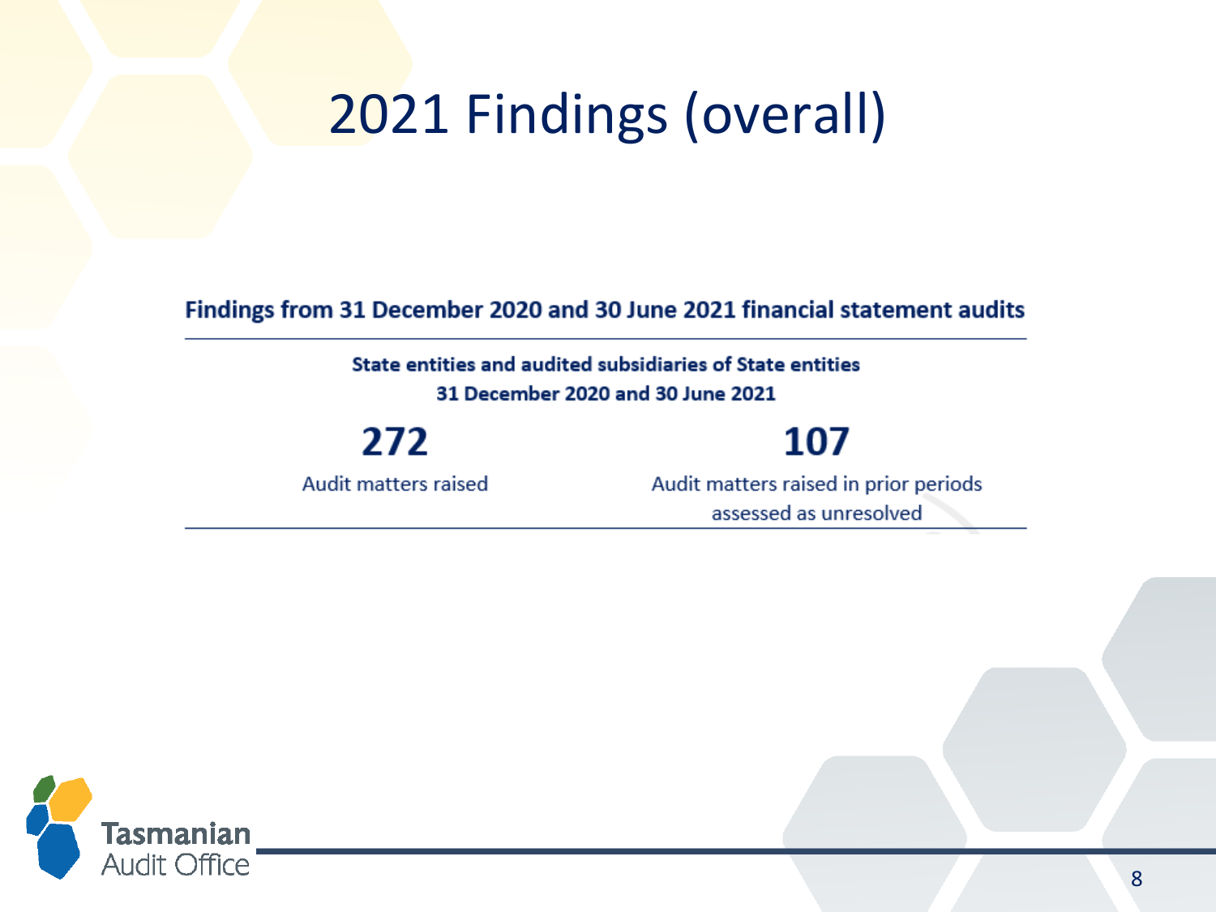# 2021 Findings (overall)

**Findings from 31 December 2020 and 30 June 2021 financial statement audits**

**State entities and audited subsidiaries of State entities**
**31 December 2020 and 30 June 2021**

| **272** | **107** |
| --- | --- |
| Audit matters raised | Audit matters raised in prior periods assessed as unresolved |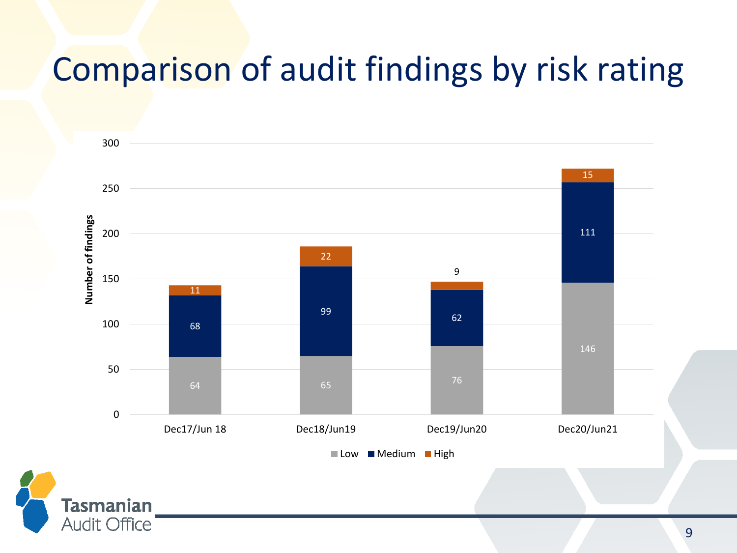# Comparison of audit findings by risk rating

| | Low | Medium | High |
|---|---|---|---|
| Dec17/Jun 18 | 64 | 68 | 11 |
| Dec18/Jun19 | 65 | 99 | 22 |
| Dec19/Jun20 | 76 | 62 | 9 |
| Dec20/Jun21 | 146 | 111 | 15 |

Number of findings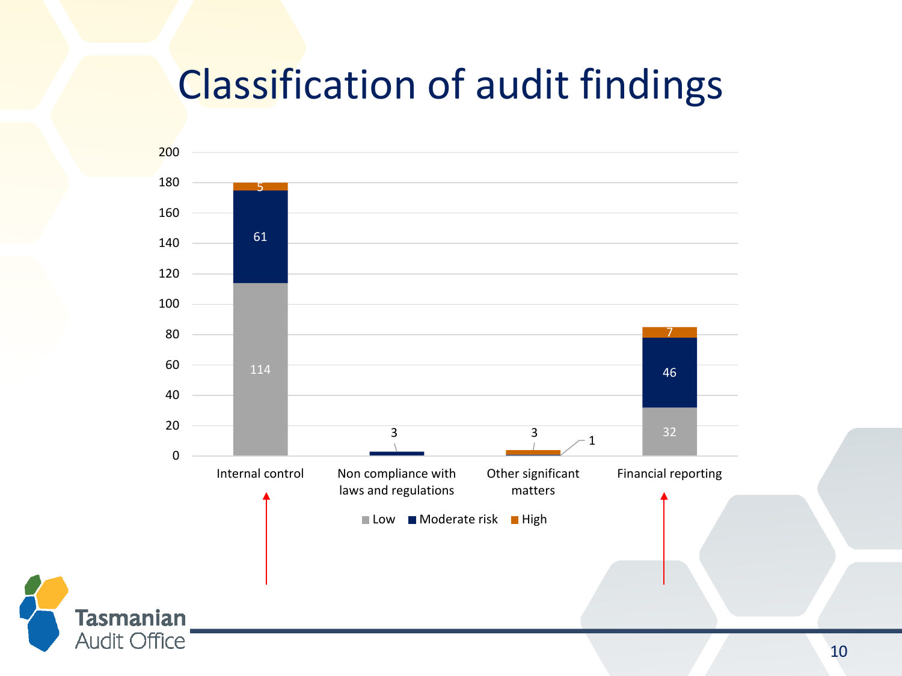# Classification of audit findings

| | Low | Moderate risk | High |
|---|---|---|---|
| Internal control | 114 | 61 | 5 |
| Non compliance with laws and regulations | | 3 | |
| Other significant matters | | 1 | 3 |
| Financial reporting | 32 | 46 | 7 |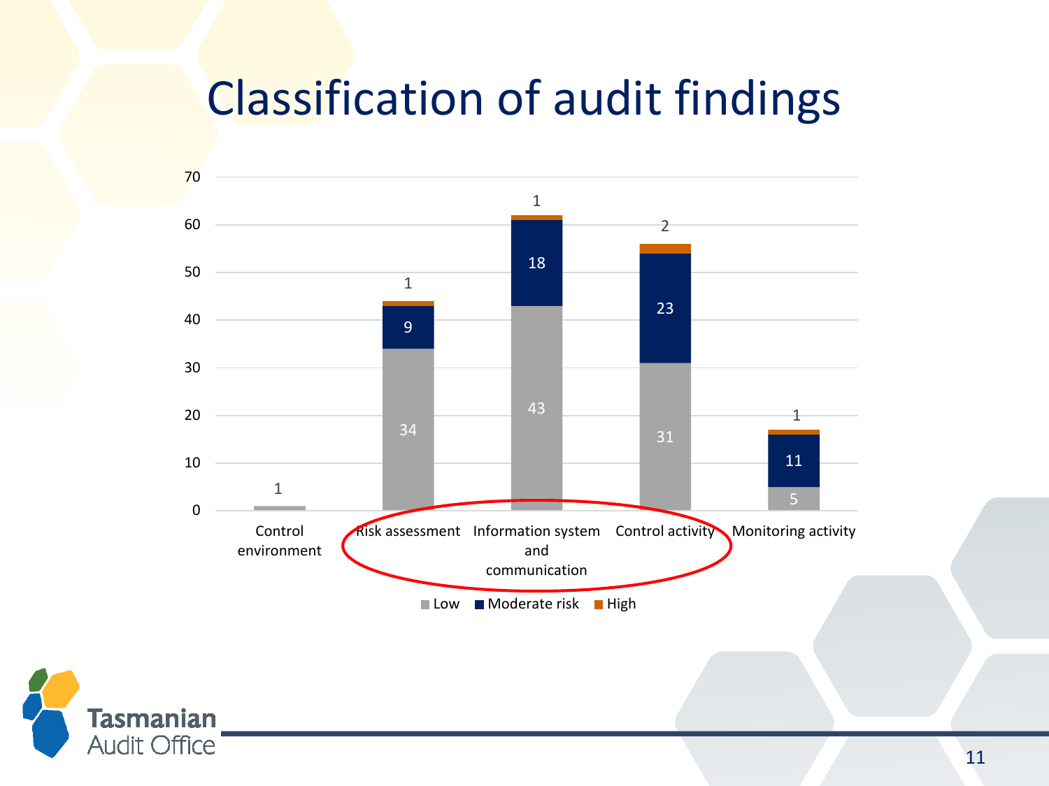# Classification of audit findings

| Category | Low | Moderate risk | High |
| --- | --- | --- | --- |
| Control environment | 1 | | |
| Risk assessment | 34 | 9 | 1 |
| Information system and communication | 43 | 18 | 1 |
| Control activity | 31 | 23 | 2 |
| Monitoring activity | 5 | 11 | 1 |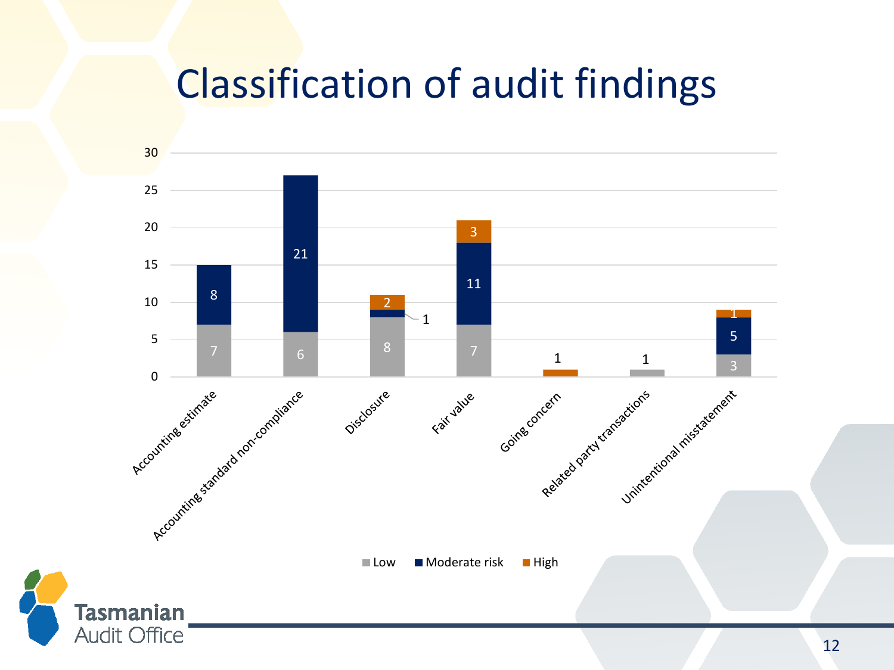# Classification of audit findings

| Category | Low | Moderate risk | High |
|---|---|---|---|
| Accounting estimate | 7 | 8 | |
| Accounting standard non-compliance | 6 | 21 | |
| Disclosure | 8 | 1 | 2 |
| Fair value | 7 | 11 | 3 |
| Going concern | | | 1 |
| Related party transactions | 1 | | |
| Unintentional misstatement | 3 | 5 | 1 |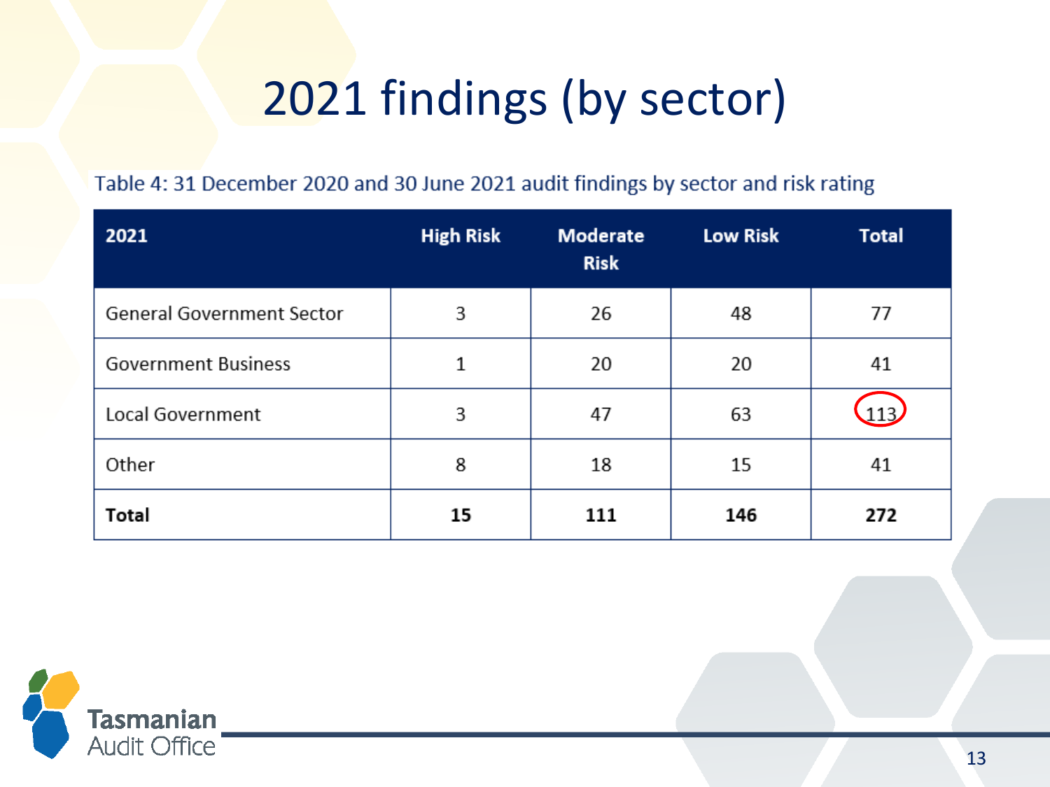# 2021 findings (by sector)

Table 4: 31 December 2020 and 30 June 2021 audit findings by sector and risk rating

| 2021 | High Risk | Moderate Risk | Low Risk | Total |
|---|---|---|---|---|
| General Government Sector | 3 | 26 | 48 | 77 |
| Government Business | 1 | 20 | 20 | 41 |
| Local Government | 3 | 47 | 63 | 113 |
| Other | 8 | 18 | 15 | 41 |
| **Total** | **15** | **111** | **146** | **272** |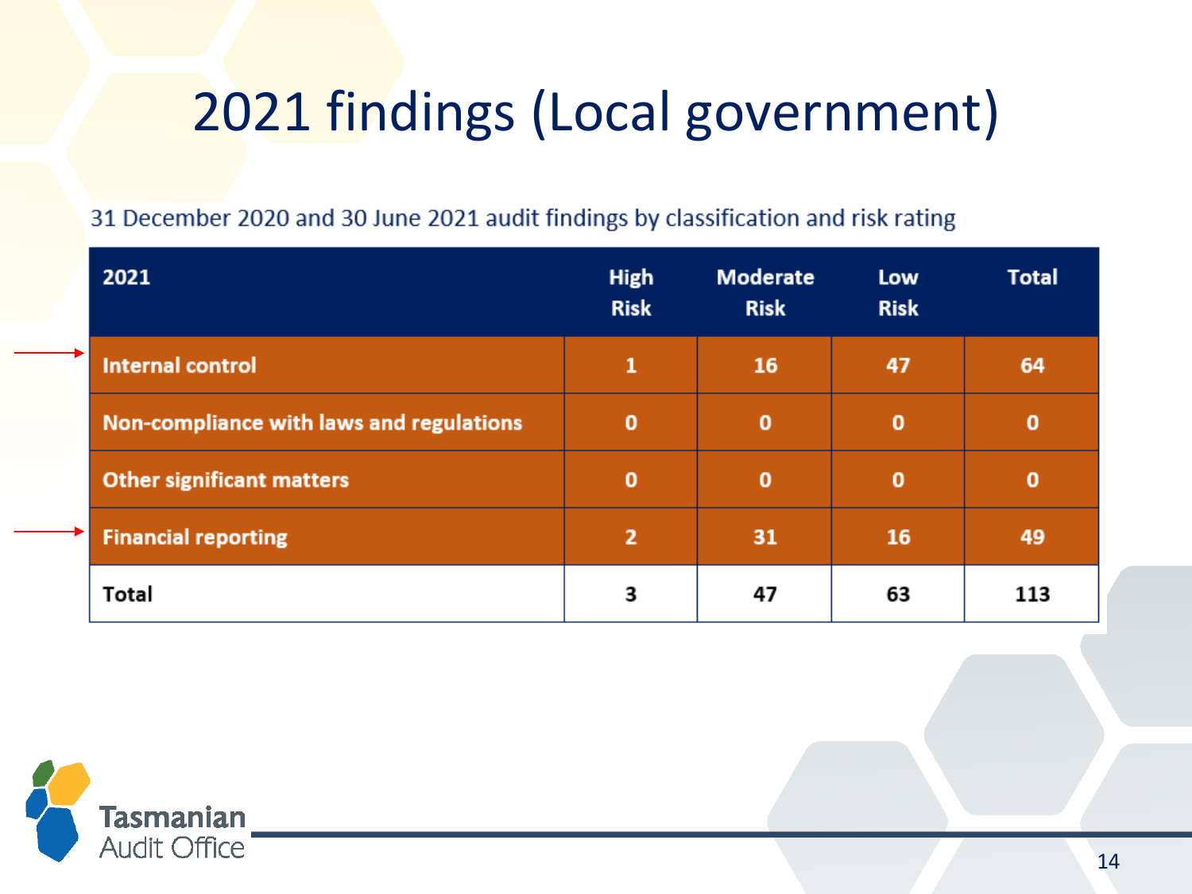# 2021 findings (Local government)

31 December 2020 and 30 June 2021 audit findings by classification and risk rating

| 2021 | High Risk | Moderate Risk | Low Risk | Total |
|---|---|---|---|---|
| Internal control | 1 | 16 | 47 | 64 |
| Non-compliance with laws and regulations | 0 | 0 | 0 | 0 |
| Other significant matters | 0 | 0 | 0 | 0 |
| Financial reporting | 2 | 31 | 16 | 49 |
| **Total** | **3** | **47** | **63** | **113** |

Tasmanian Audit Office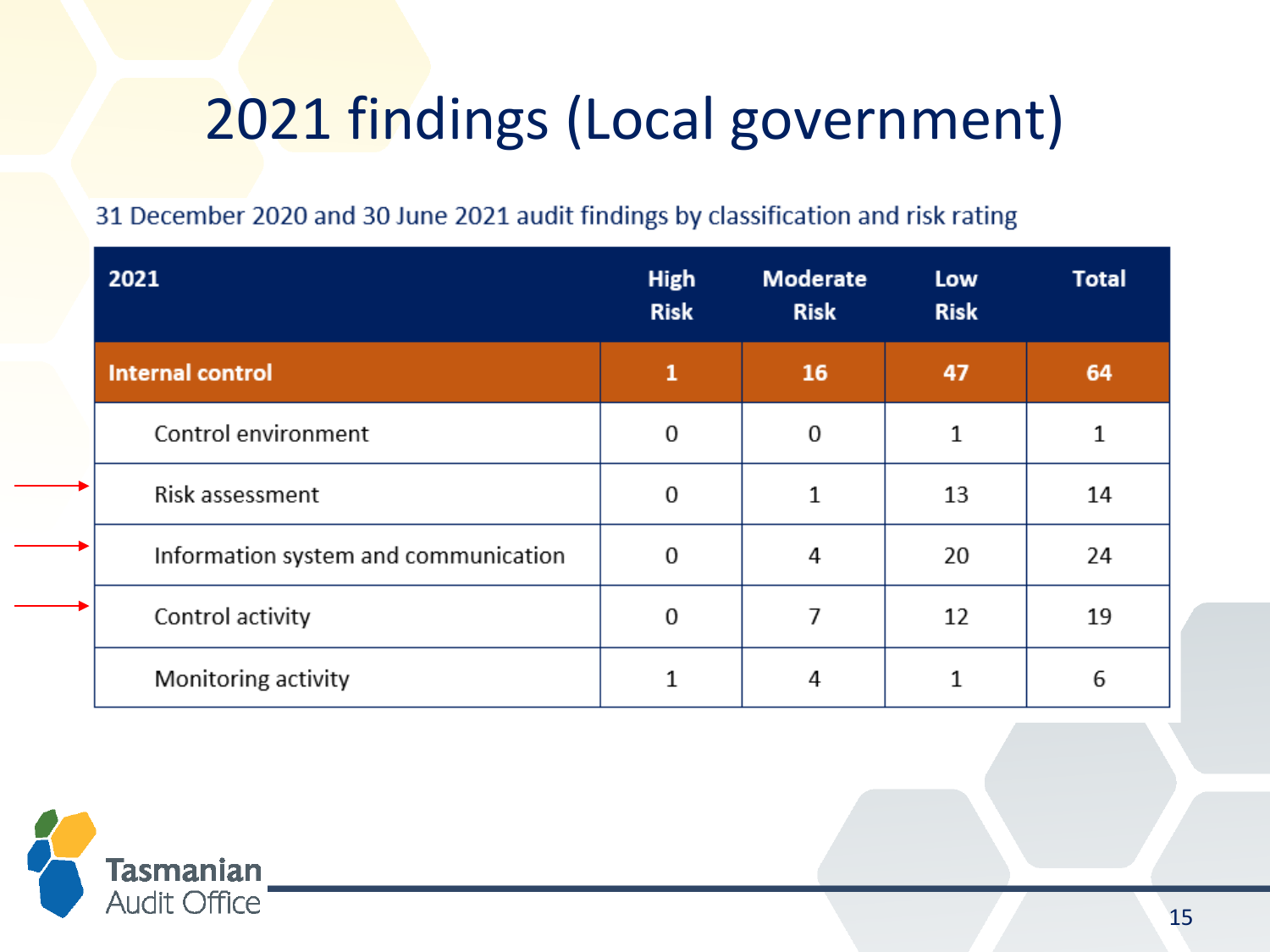# 2021 findings (Local government)

31 December 2020 and 30 June 2021 audit findings by classification and risk rating

| 2021 | High Risk | Moderate Risk | Low Risk | Total |
|---|---|---|---|---|
| **Internal control** | **1** | **16** | **47** | **64** |
| Control environment | 0 | 0 | 1 | 1 |
| Risk assessment | 0 | 1 | 13 | 14 |
| Information system and communication | 0 | 4 | 20 | 24 |
| Control activity | 0 | 7 | 12 | 19 |
| Monitoring activity | 1 | 4 | 1 | 6 |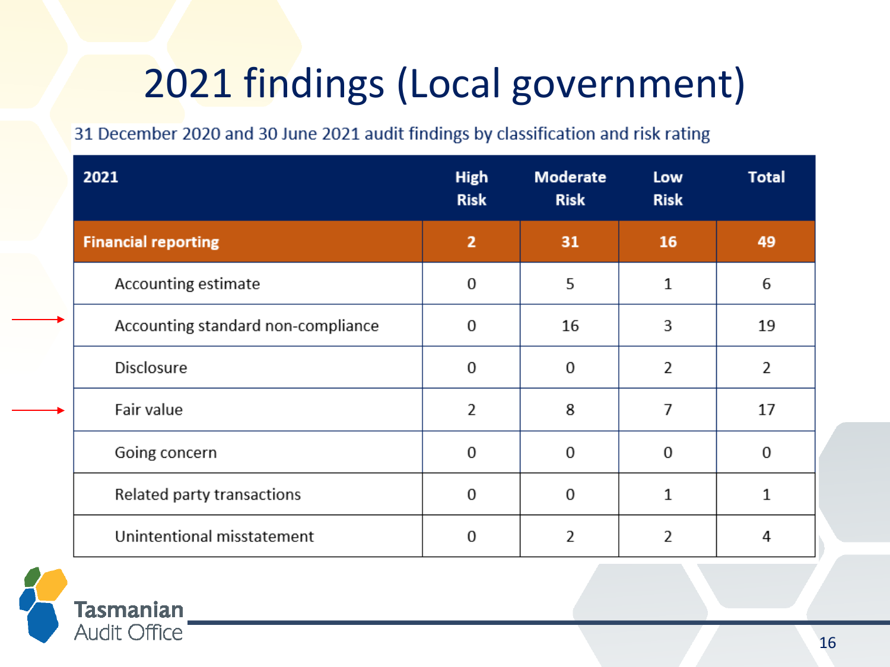# 2021 findings (Local government)

31 December 2020 and 30 June 2021 audit findings by classification and risk rating

| 2021 | High Risk | Moderate Risk | Low Risk | Total |
| --- | --- | --- | --- | --- |
| **Financial reporting** | **2** | **31** | **16** | **49** |
| Accounting estimate | 0 | 5 | 1 | 6 |
| Accounting standard non-compliance | 0 | 16 | 3 | 19 |
| Disclosure | 0 | 0 | 2 | 2 |
| Fair value | 2 | 8 | 7 | 17 |
| Going concern | 0 | 0 | 0 | 0 |
| Related party transactions | 0 | 0 | 1 | 1 |
| Unintentional misstatement | 0 | 2 | 2 | 4 |

Tasmanian Audit Office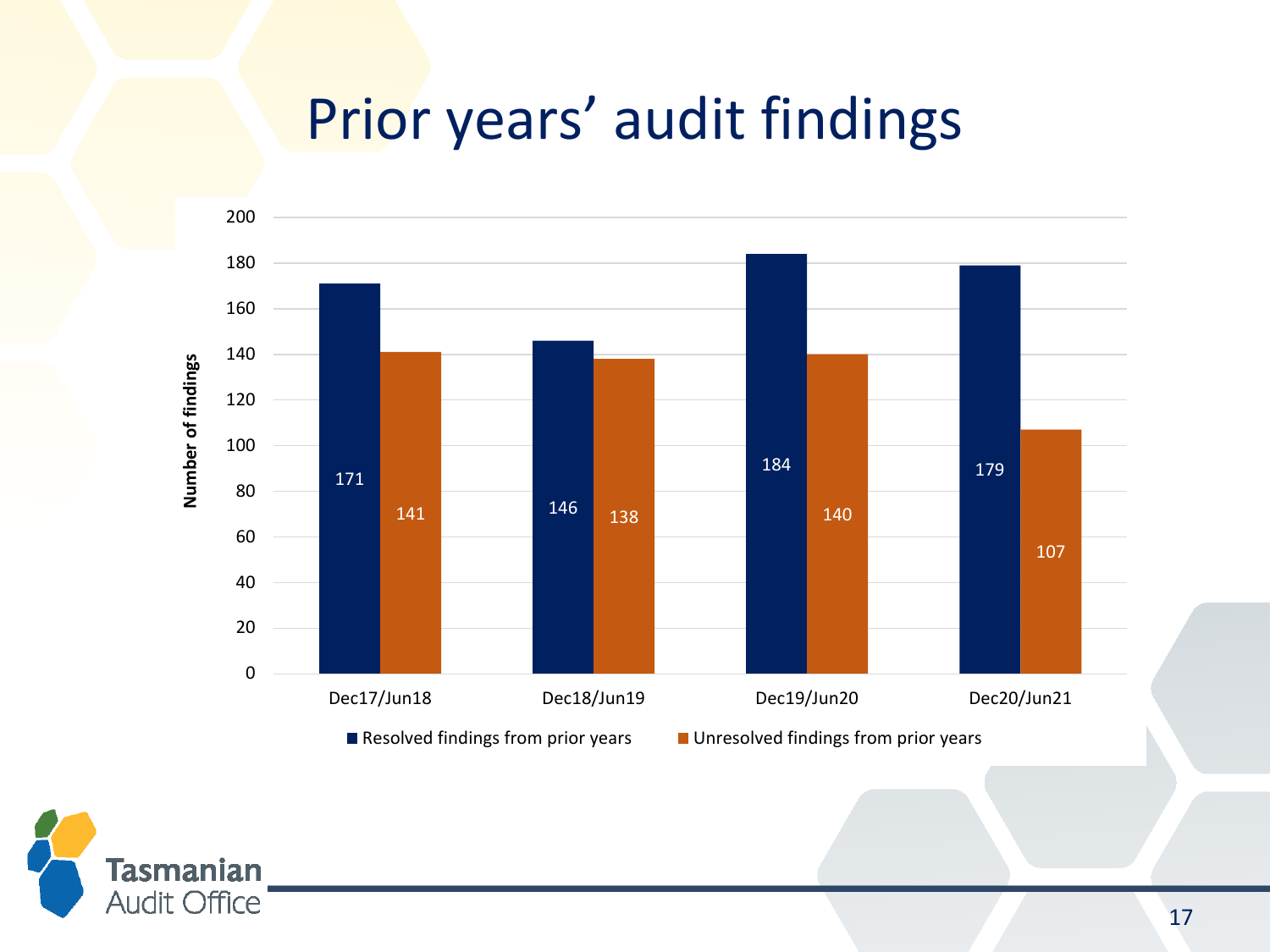# Prior years' audit findings

| | Resolved findings from prior years | Unresolved findings from prior years |
|---|---|---|
| Dec17/Jun18 | 171 | 141 |
| Dec18/Jun19 | 146 | 138 |
| Dec19/Jun20 | 184 | 140 |
| Dec20/Jun21 | 179 | 107 |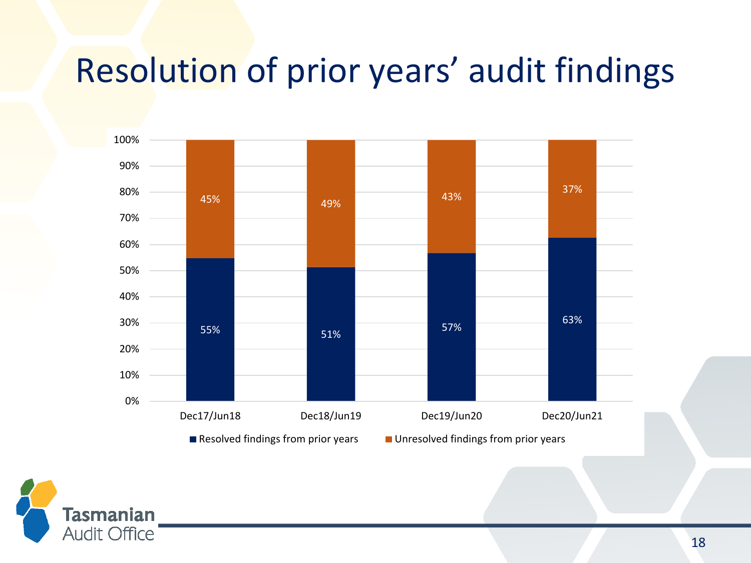# Resolution of prior years' audit findings

| | Dec17/Jun18 | Dec18/Jun19 | Dec19/Jun20 | Dec20/Jun21 |
|---|---|---|---|---|
| Resolved findings from prior years | 55% | 51% | 57% | 63% |
| Unresolved findings from prior years | 45% | 49% | 43% | 37% |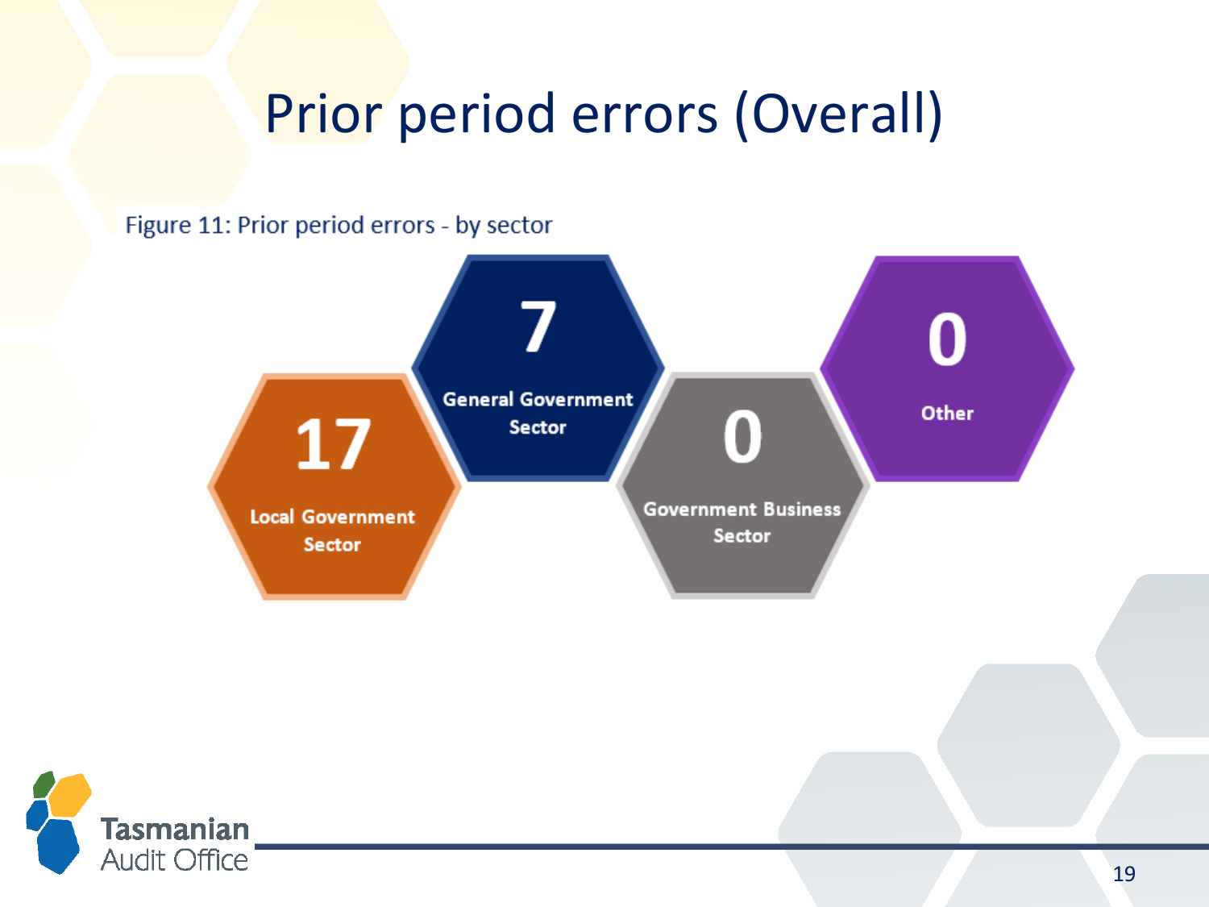# Prior period errors (Overall)

Figure 11: Prior period errors - by sector

| Sector | Prior period errors |
| --- | --- |
| Local Government Sector | 17 |
| General Government Sector | 7 |
| Government Business Sector | 0 |
| Other | 0 |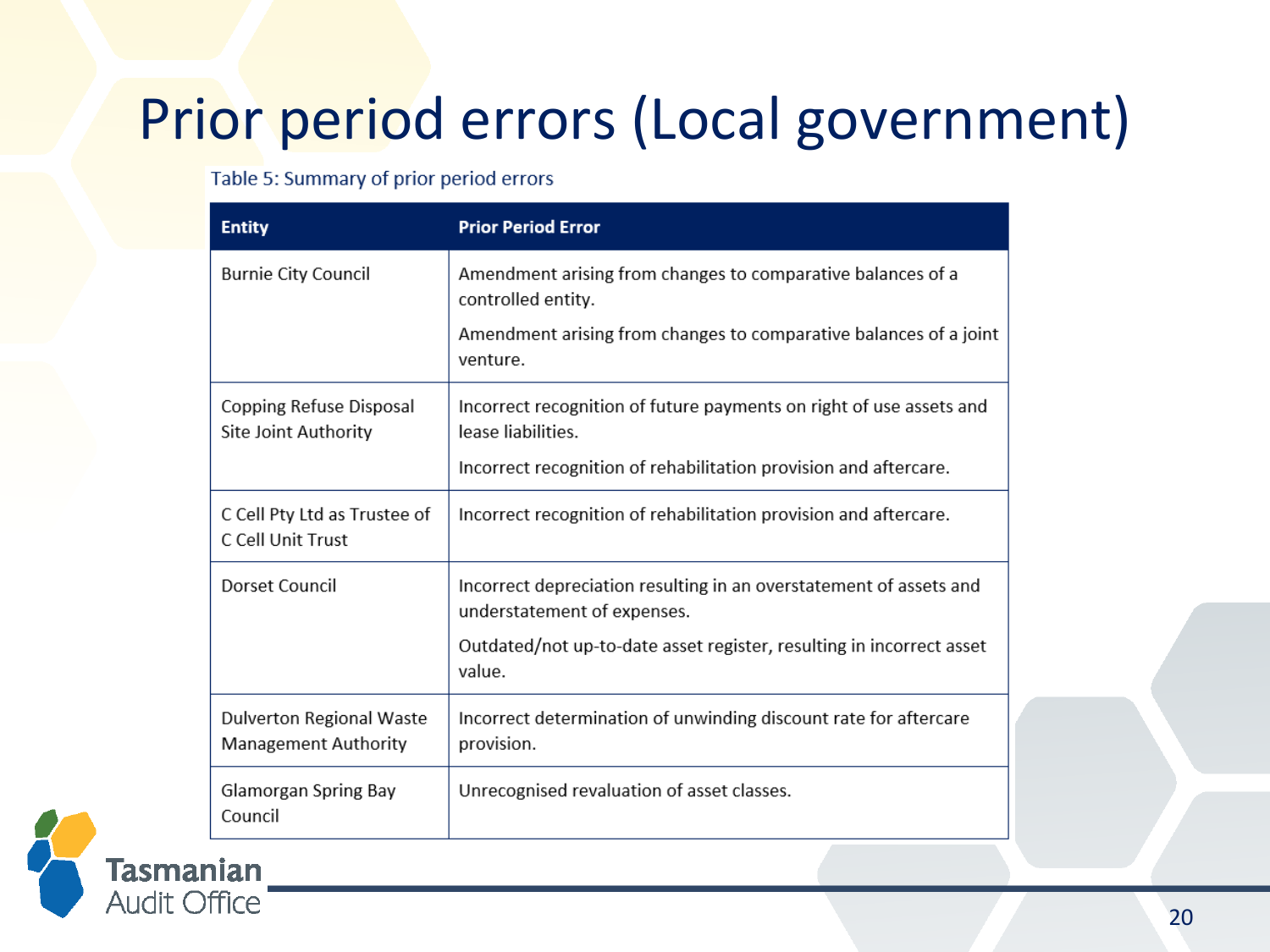# Prior period errors (Local government)

Table 5: Summary of prior period errors

| Entity | Prior Period Error |
| --- | --- |
| Burnie City Council | Amendment arising from changes to comparative balances of a controlled entity.<br><br>Amendment arising from changes to comparative balances of a joint venture. |
| Copping Refuse Disposal Site Joint Authority | Incorrect recognition of future payments on right of use assets and lease liabilities.<br><br>Incorrect recognition of rehabilitation provision and aftercare. |
| C Cell Pty Ltd as Trustee of C Cell Unit Trust | Incorrect recognition of rehabilitation provision and aftercare. |
| Dorset Council | Incorrect depreciation resulting in an overstatement of assets and understatement of expenses.<br><br>Outdated/not up-to-date asset register, resulting in incorrect asset value. |
| Dulverton Regional Waste Management Authority | Incorrect determination of unwinding discount rate for aftercare provision. |
| Glamorgan Spring Bay Council | Unrecognised revaluation of asset classes. |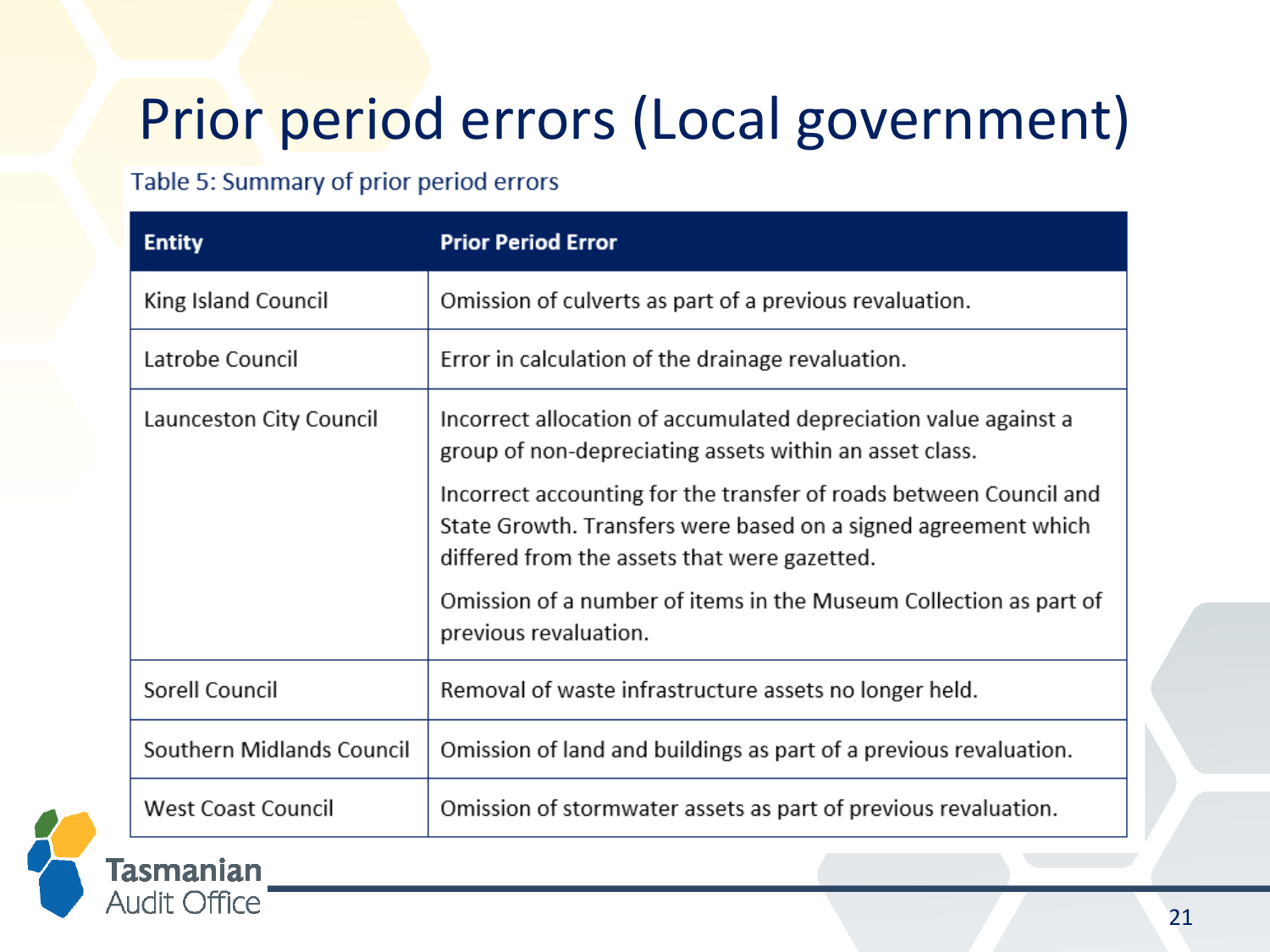# Prior period errors (Local government)

Table 5: Summary of prior period errors

| Entity | Prior Period Error |
|---|---|
| King Island Council | Omission of culverts as part of a previous revaluation. |
| Latrobe Council | Error in calculation of the drainage revaluation. |
| Launceston City Council | Incorrect allocation of accumulated depreciation value against a group of non-depreciating assets within an asset class.<br><br>Incorrect accounting for the transfer of roads between Council and State Growth. Transfers were based on a signed agreement which differed from the assets that were gazetted.<br><br>Omission of a number of items in the Museum Collection as part of previous revaluation. |
| Sorell Council | Removal of waste infrastructure assets no longer held. |
| Southern Midlands Council | Omission of land and buildings as part of a previous revaluation. |
| West Coast Council | Omission of stormwater assets as part of previous revaluation. |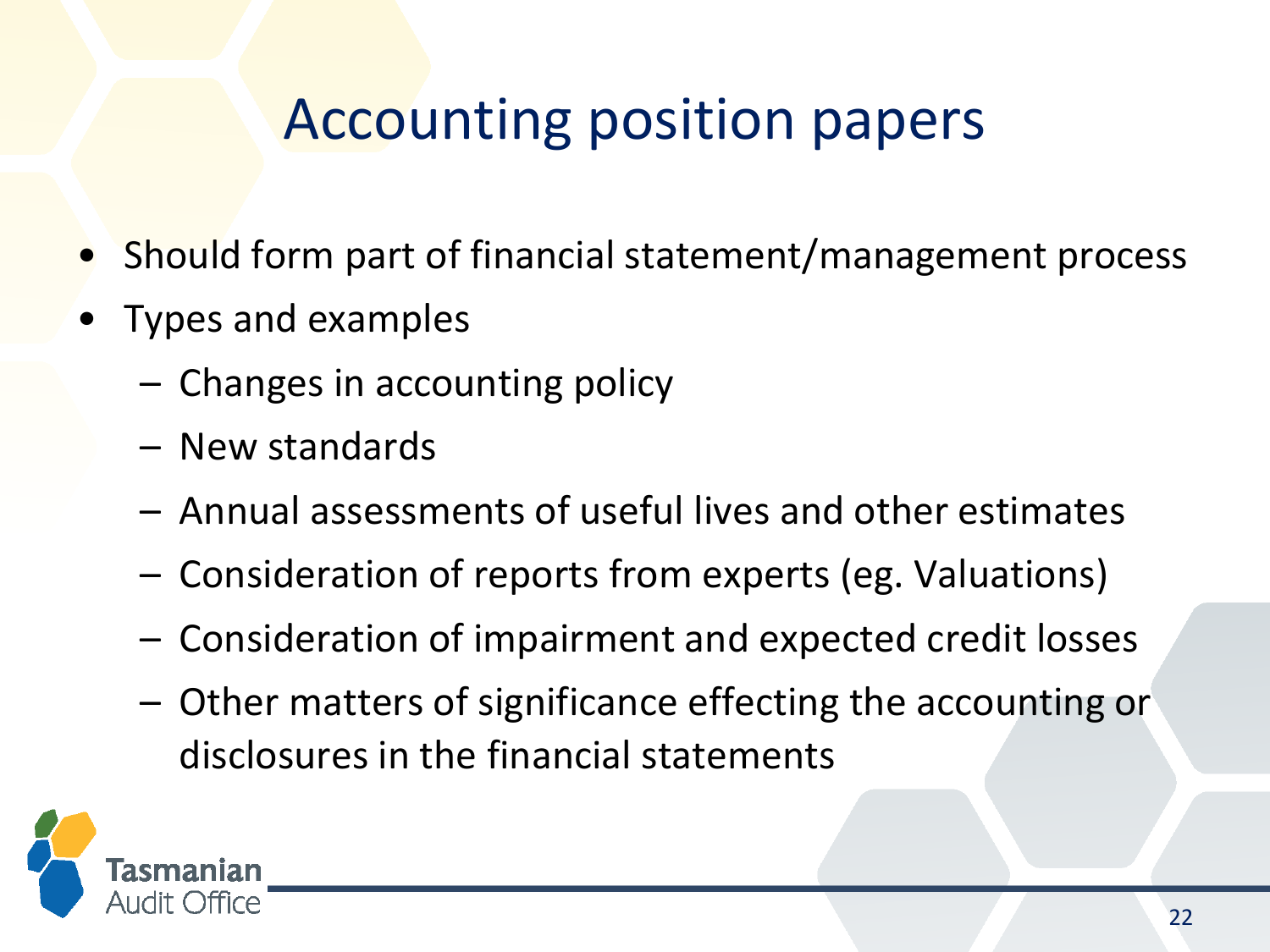# Accounting position papers

- Should form part of financial statement/management process
- Types and examples
  - Changes in accounting policy
  - New standards
  - Annual assessments of useful lives and other estimates
  - Consideration of reports from experts (eg. Valuations)
  - Consideration of impairment and expected credit losses
  - Other matters of significance effecting the accounting or disclosures in the financial statements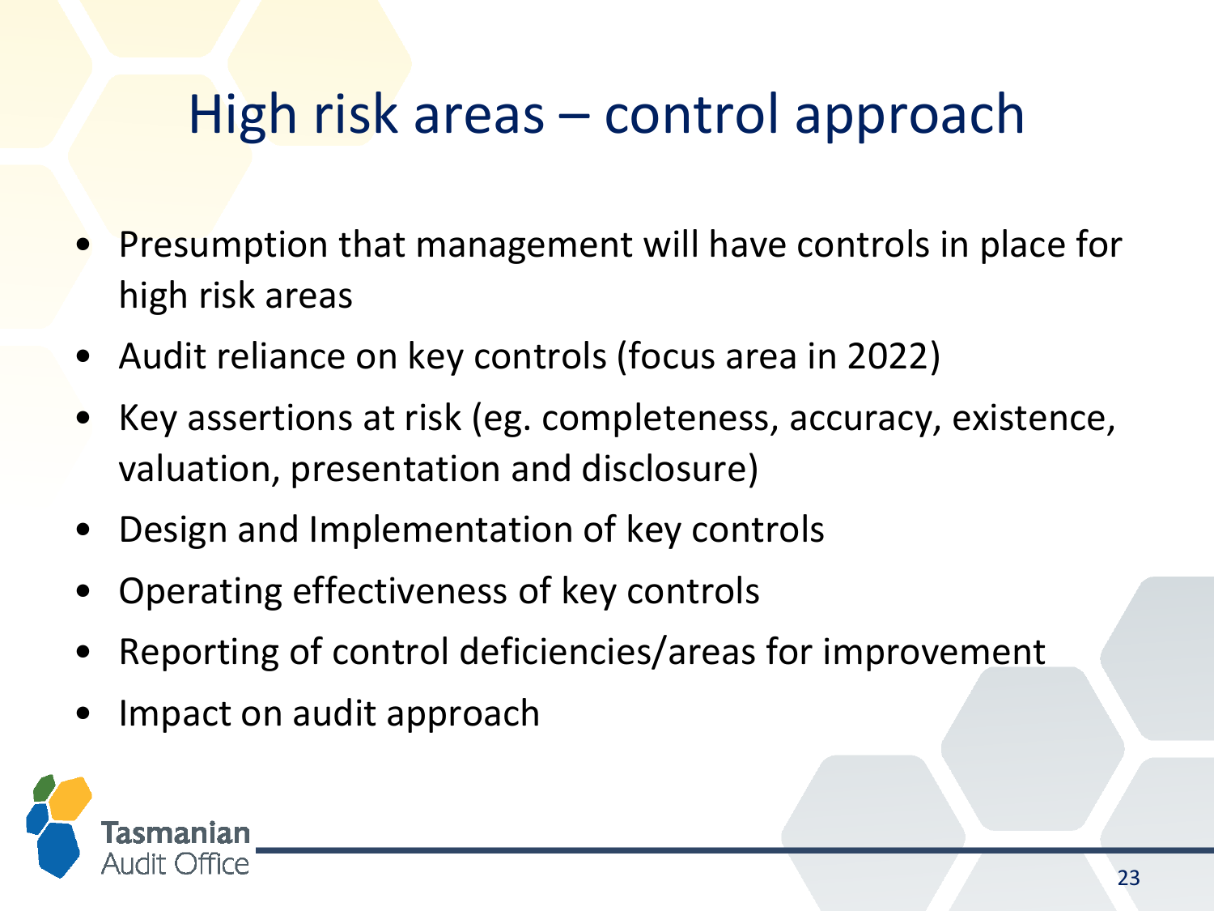# High risk areas – control approach

- Presumption that management will have controls in place for high risk areas
- Audit reliance on key controls (focus area in 2022)
- Key assertions at risk (eg. completeness, accuracy, existence, valuation, presentation and disclosure)
- Design and Implementation of key controls
- Operating effectiveness of key controls
- Reporting of control deficiencies/areas for improvement
- Impact on audit approach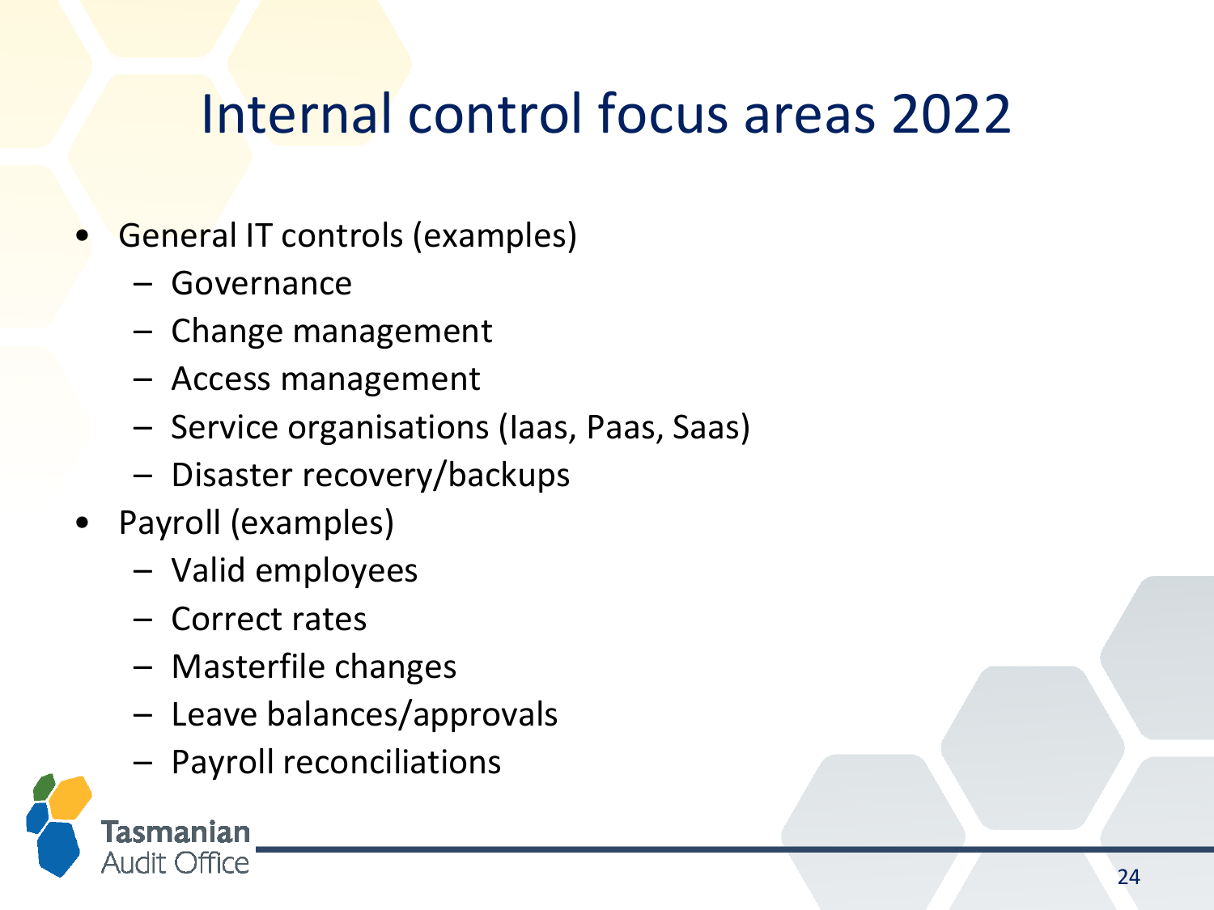# Internal control focus areas 2022

- General IT controls (examples)
  - Governance
  - Change management
  - Access management
  - Service organisations (Iaas, Paas, Saas)
  - Disaster recovery/backups
- Payroll (examples)
  - Valid employees
  - Correct rates
  - Masterfile changes
  - Leave balances/approvals
  - Payroll reconciliations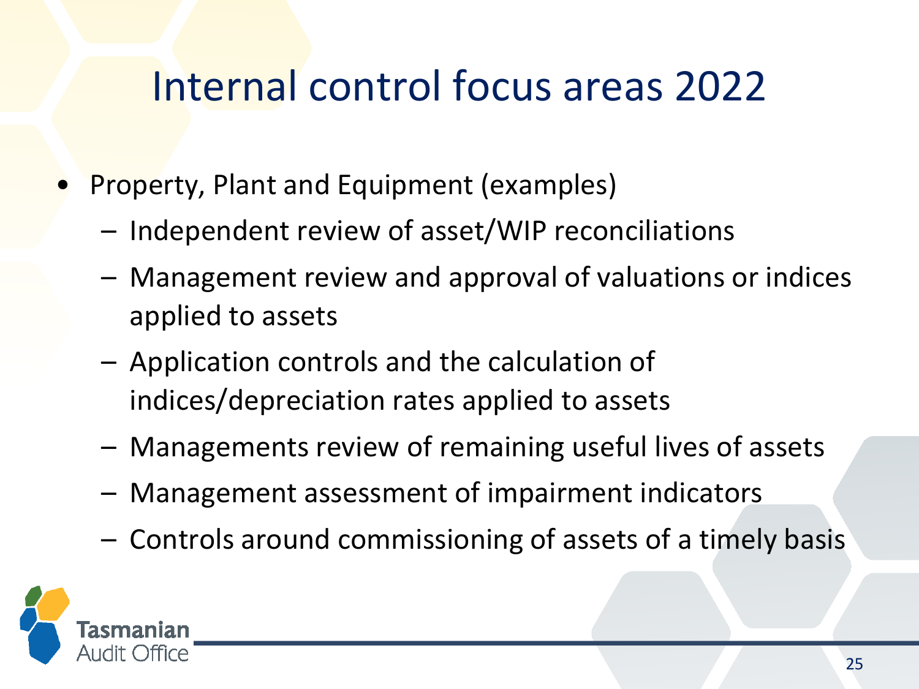# Internal control focus areas 2022

- Property, Plant and Equipment (examples)
  - Independent review of asset/WIP reconciliations
  - Management review and approval of valuations or indices applied to assets
  - Application controls and the calculation of indices/depreciation rates applied to assets
  - Managements review of remaining useful lives of assets
  - Management assessment of impairment indicators
  - Controls around commissioning of assets of a timely basis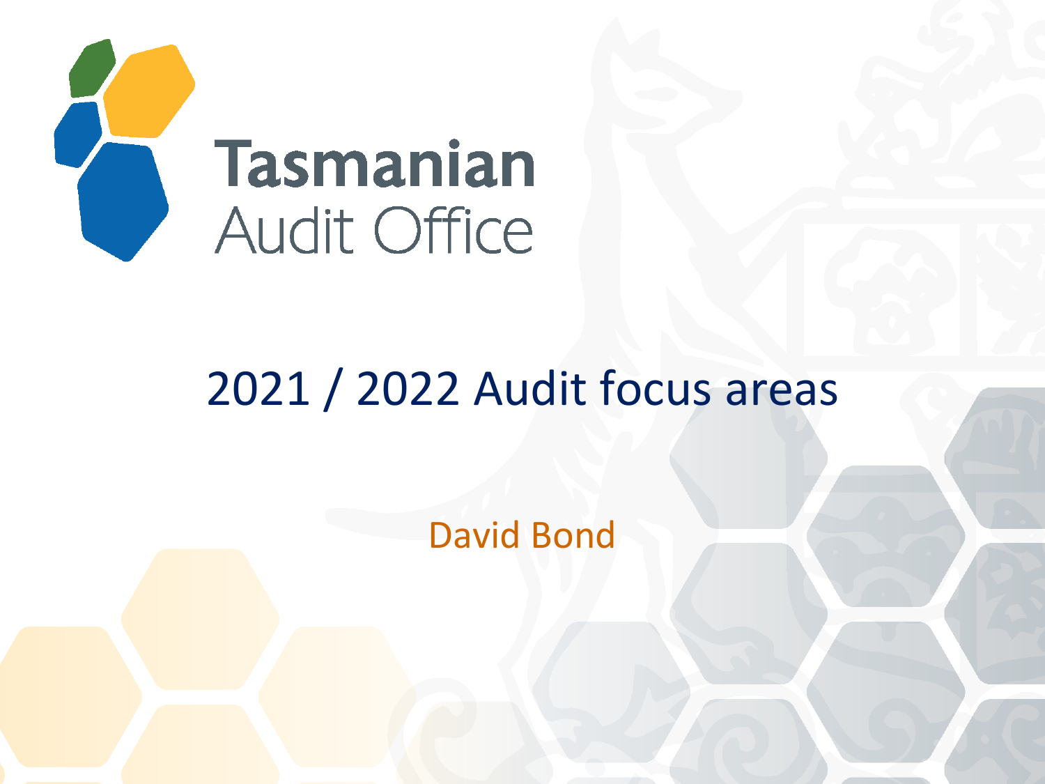Tasmanian Audit Office

# 2021 / 2022 Audit focus areas

David Bond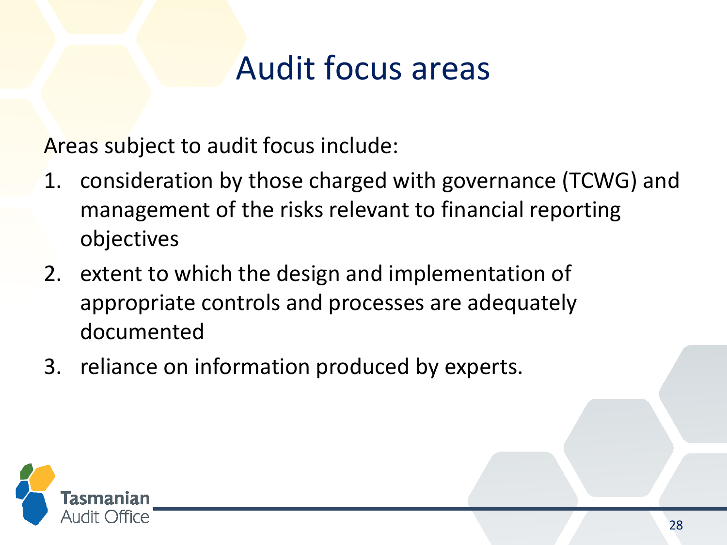# Audit focus areas

Areas subject to audit focus include:

1. consideration by those charged with governance (TCWG) and management of the risks relevant to financial reporting objectives
2. extent to which the design and implementation of appropriate controls and processes are adequately documented
3. reliance on information produced by experts.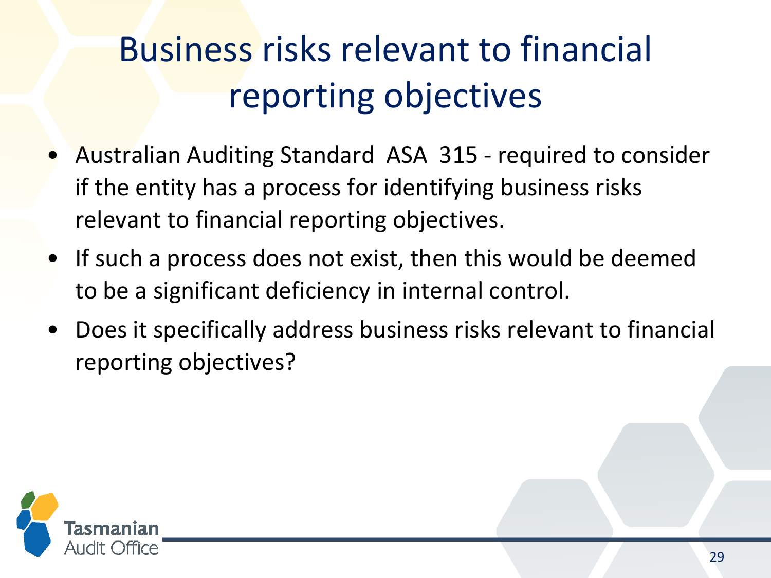# Business risks relevant to financial reporting objectives

- Australian Auditing Standard ASA 315 - required to consider if the entity has a process for identifying business risks relevant to financial reporting objectives.
- If such a process does not exist, then this would be deemed to be a significant deficiency in internal control.
- Does it specifically address business risks relevant to financial reporting objectives?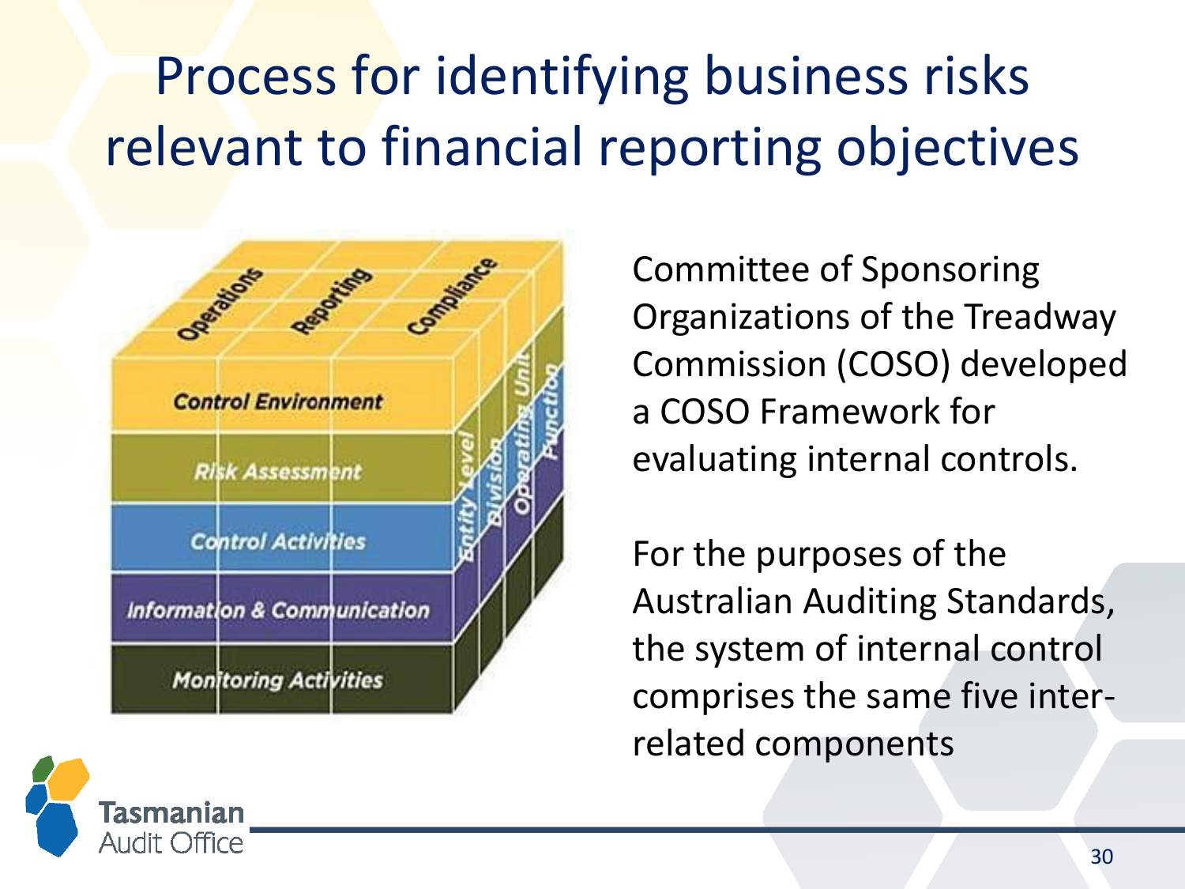# Process for identifying business risks relevant to financial reporting objectives

Operations | Reporting | Compliance

Control Environment

Risk Assessment

Control Activities

Information & Communication

Monitoring Activities

Entity Level | Division | Operating Unit | Function

Committee of Sponsoring Organizations of the Treadway Commission (COSO) developed a COSO Framework for evaluating internal controls.

For the purposes of the Australian Auditing Standards, the system of internal control comprises the same five inter-related components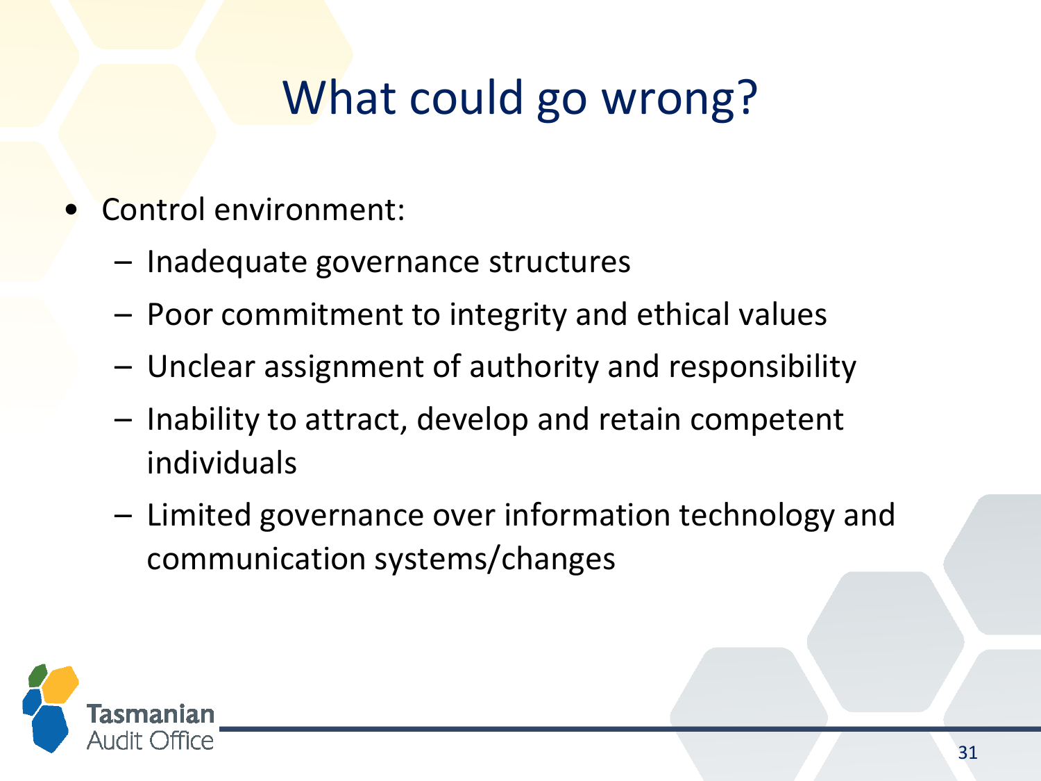# What could go wrong?

- Control environment:
  - Inadequate governance structures
  - Poor commitment to integrity and ethical values
  - Unclear assignment of authority and responsibility
  - Inability to attract, develop and retain competent individuals
  - Limited governance over information technology and communication systems/changes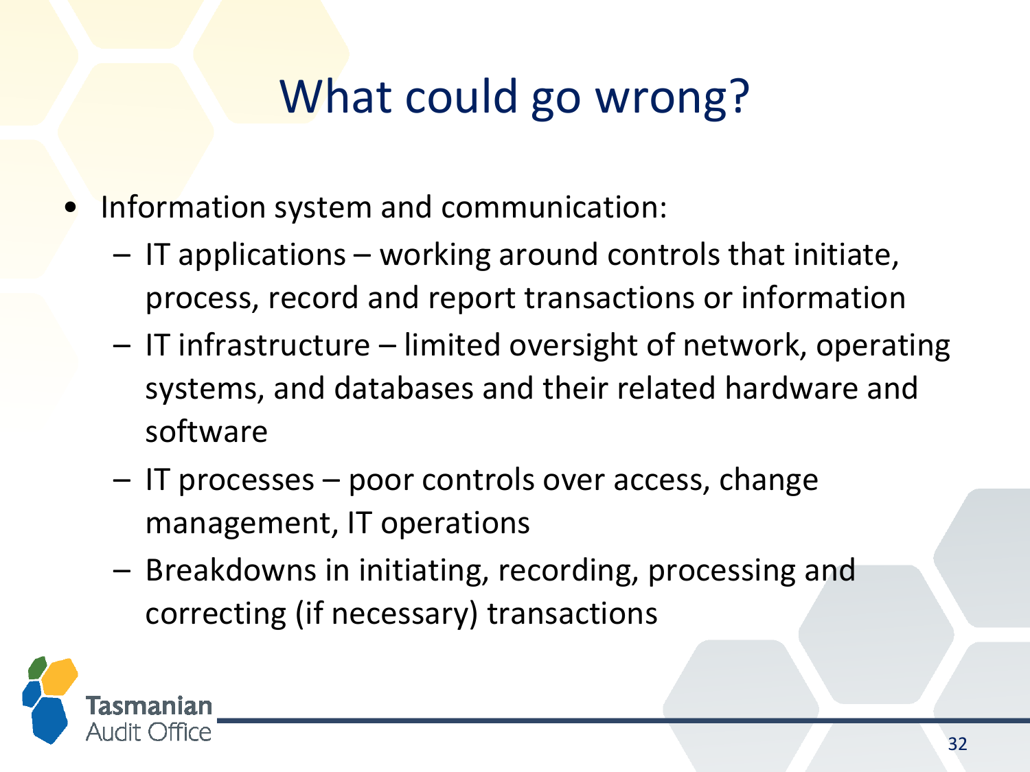# What could go wrong?

- Information system and communication:
  - IT applications – working around controls that initiate, process, record and report transactions or information
  - IT infrastructure – limited oversight of network, operating systems, and databases and their related hardware and software
  - IT processes – poor controls over access, change management, IT operations
  - Breakdowns in initiating, recording, processing and correcting (if necessary) transactions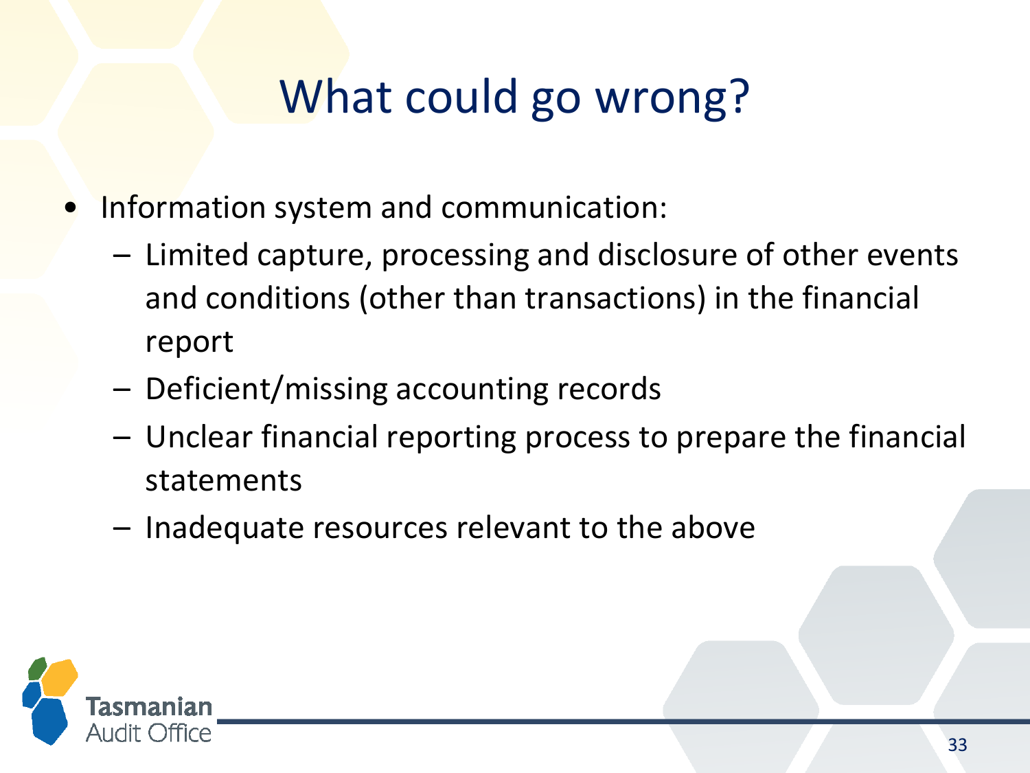# What could go wrong?

- Information system and communication:
  - Limited capture, processing and disclosure of other events and conditions (other than transactions) in the financial report
  - Deficient/missing accounting records
  - Unclear financial reporting process to prepare the financial statements
  - Inadequate resources relevant to the above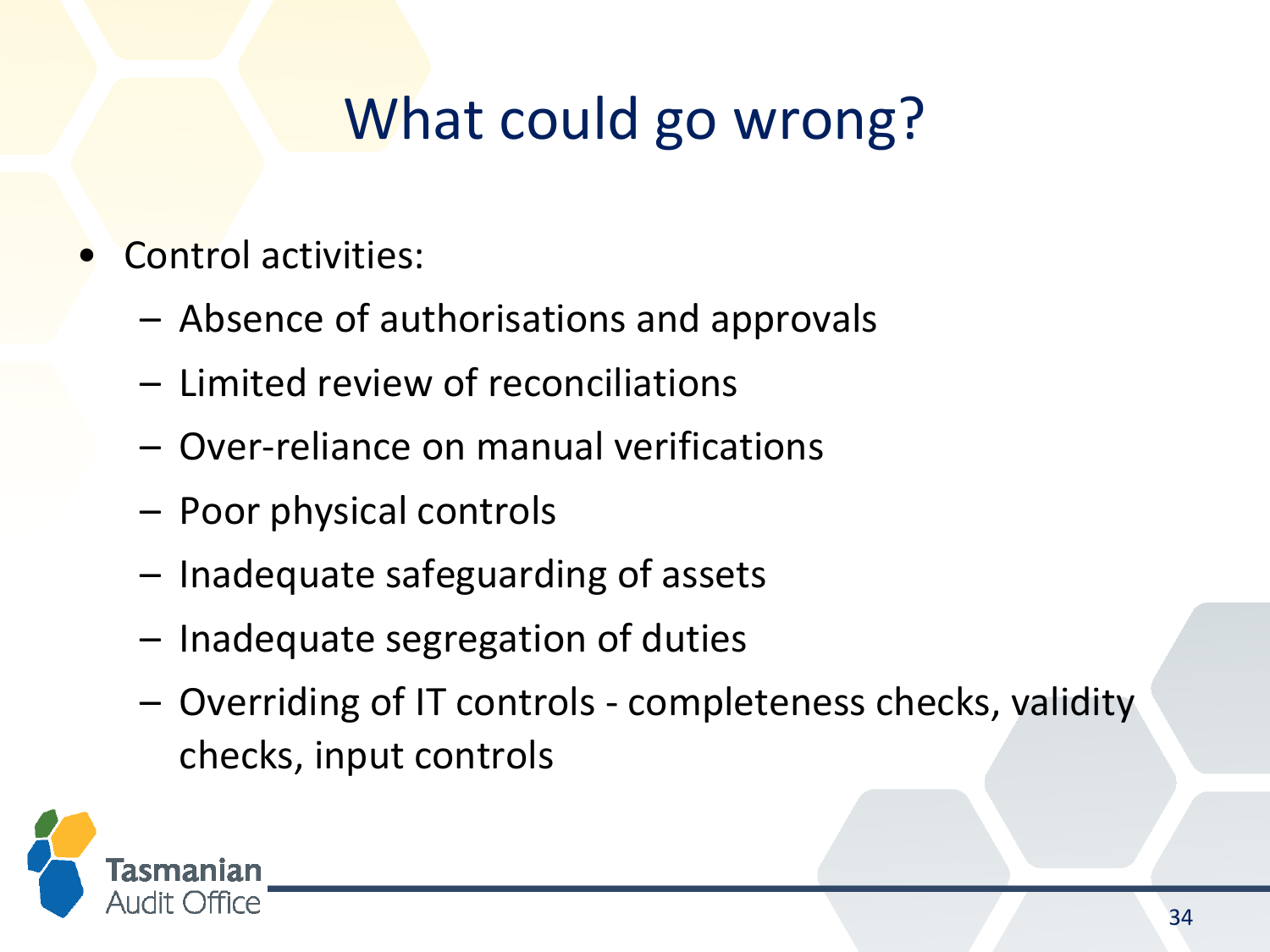# What could go wrong?

- Control activities:
  - Absence of authorisations and approvals
  - Limited review of reconciliations
  - Over-reliance on manual verifications
  - Poor physical controls
  - Inadequate safeguarding of assets
  - Inadequate segregation of duties
  - Overriding of IT controls - completeness checks, validity checks, input controls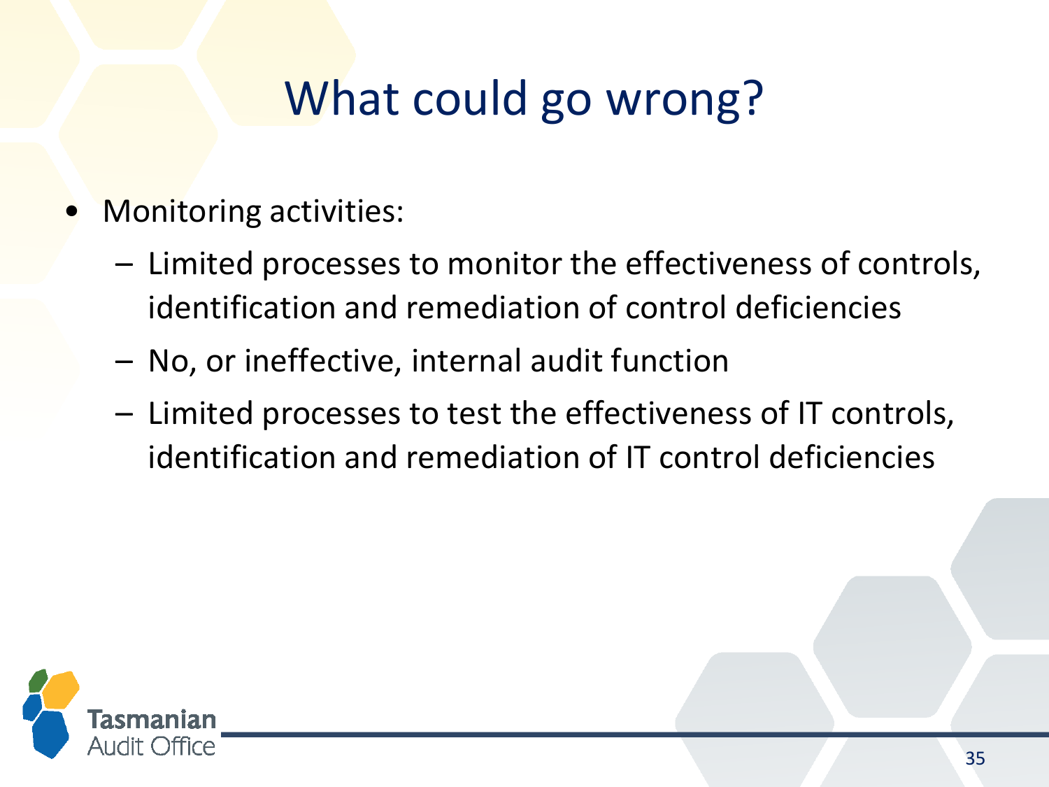# What could go wrong?

- Monitoring activities:
  - Limited processes to monitor the effectiveness of controls, identification and remediation of control deficiencies
  - No, or ineffective, internal audit function
  - Limited processes to test the effectiveness of IT controls, identification and remediation of IT control deficiencies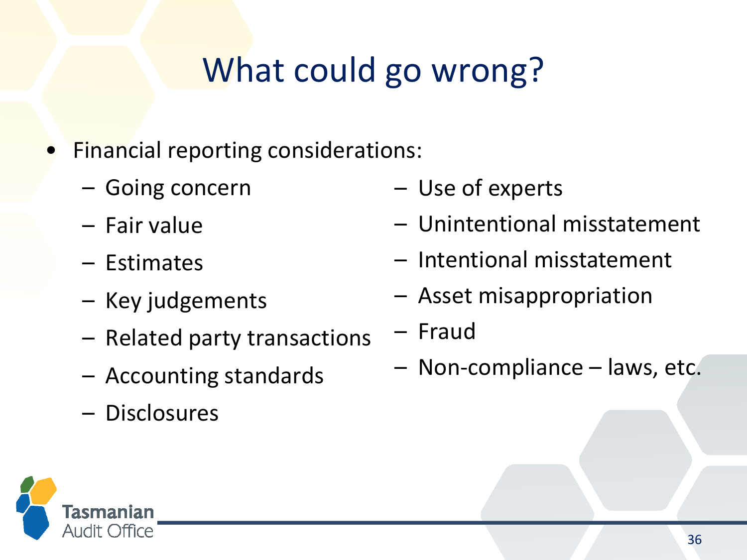# What could go wrong?

- Financial reporting considerations:
  - Going concern
  - Fair value
  - Estimates
  - Key judgements
  - Related party transactions
  - Accounting standards
  - Disclosures
  - Use of experts
  - Unintentional misstatement
  - Intentional misstatement
  - Asset misappropriation
  - Fraud
  - Non-compliance – laws, etc.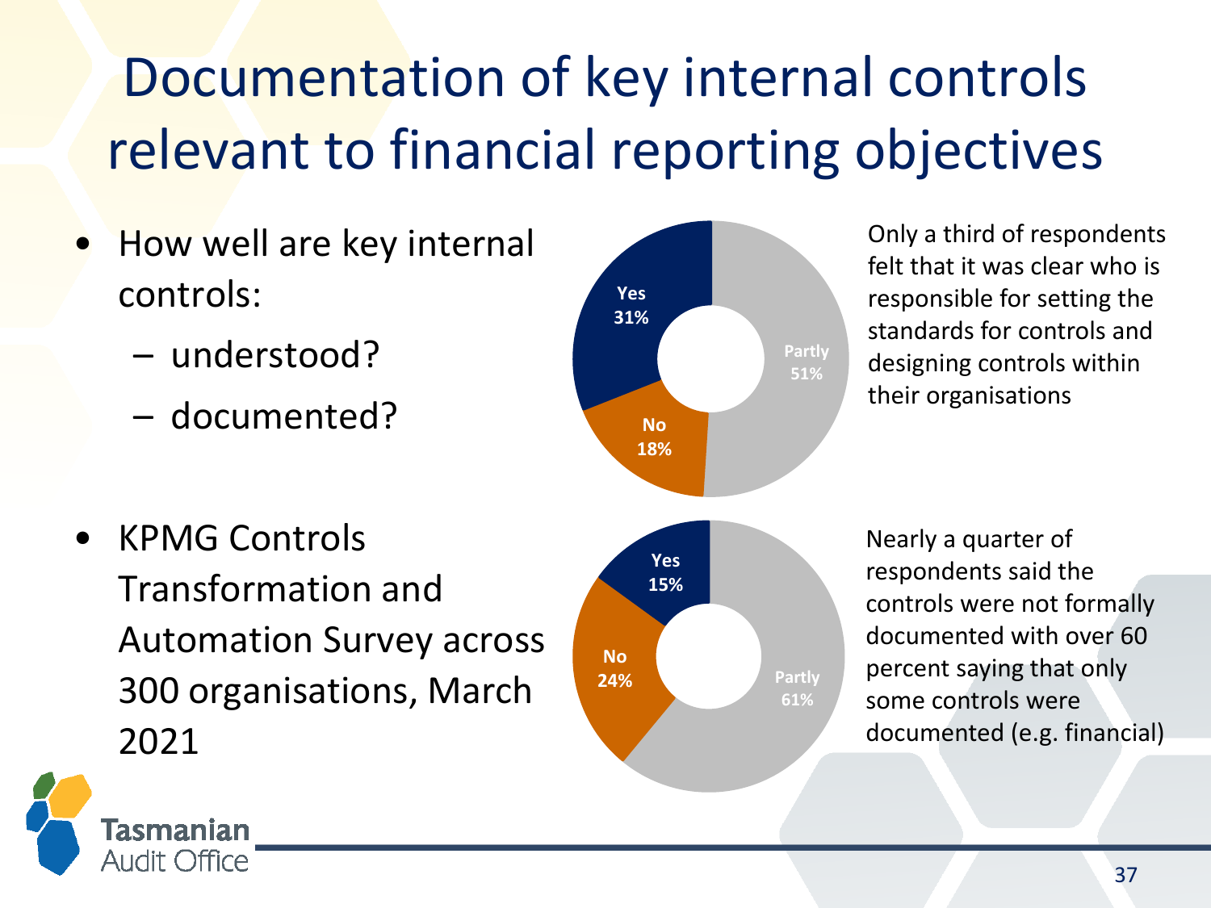# Documentation of key internal controls relevant to financial reporting objectives

- How well are key internal controls:
  - understood?
  - documented?

- KPMG Controls Transformation and Automation Survey across 300 organisations, March 2021

| Response | Share |
| --- | --- |
| Yes | 31% |
| No | 18% |
| Partly | 51% |

Only a third of respondents felt that it was clear who is responsible for setting the standards for controls and designing controls within their organisations

| Response | Share |
| --- | --- |
| Yes | 15% |
| No | 24% |
| Partly | 61% |

Nearly a quarter of respondents said the controls were not formally documented with over 60 percent saying that only some controls were documented (e.g. financial)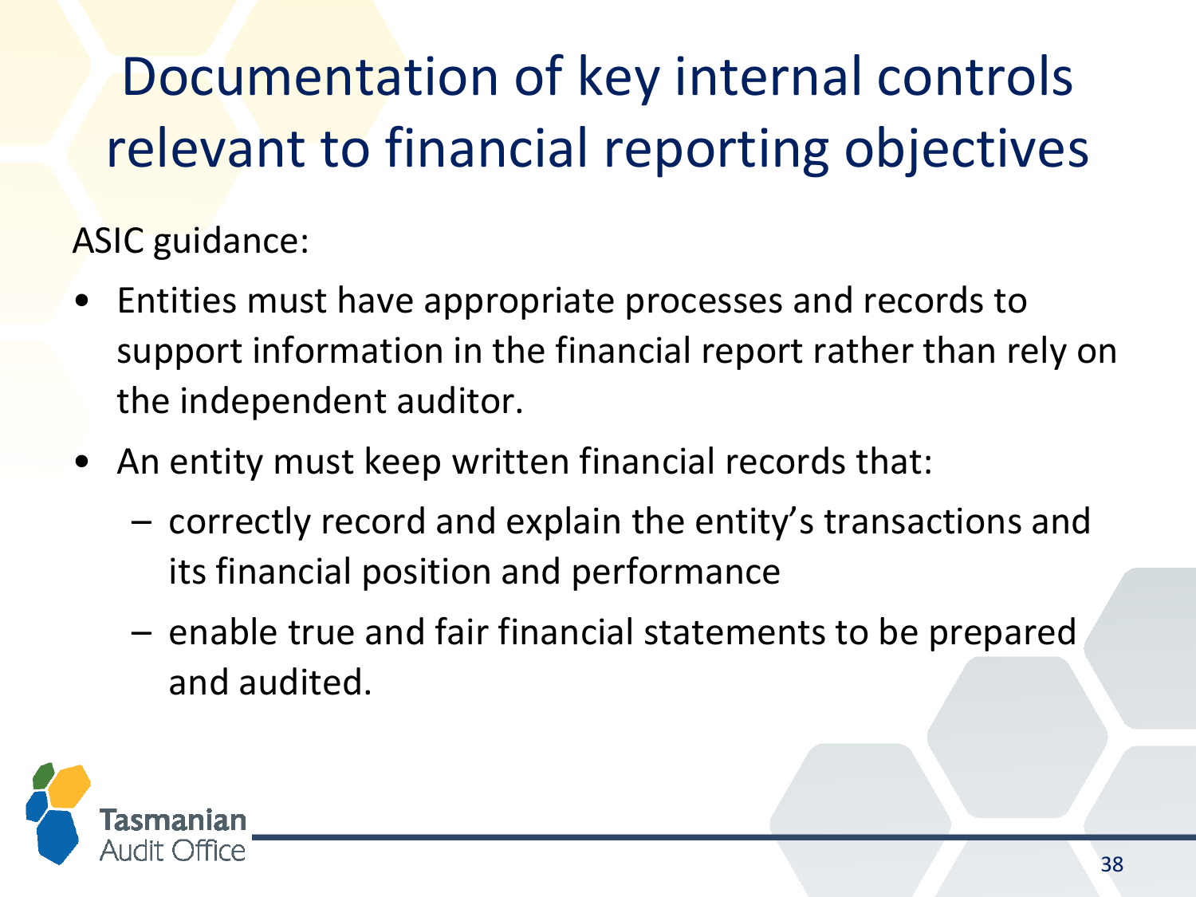# Documentation of key internal controls relevant to financial reporting objectives

ASIC guidance:

- Entities must have appropriate processes and records to support information in the financial report rather than rely on the independent auditor.
- An entity must keep written financial records that:
  - correctly record and explain the entity's transactions and its financial position and performance
  - enable true and fair financial statements to be prepared and audited.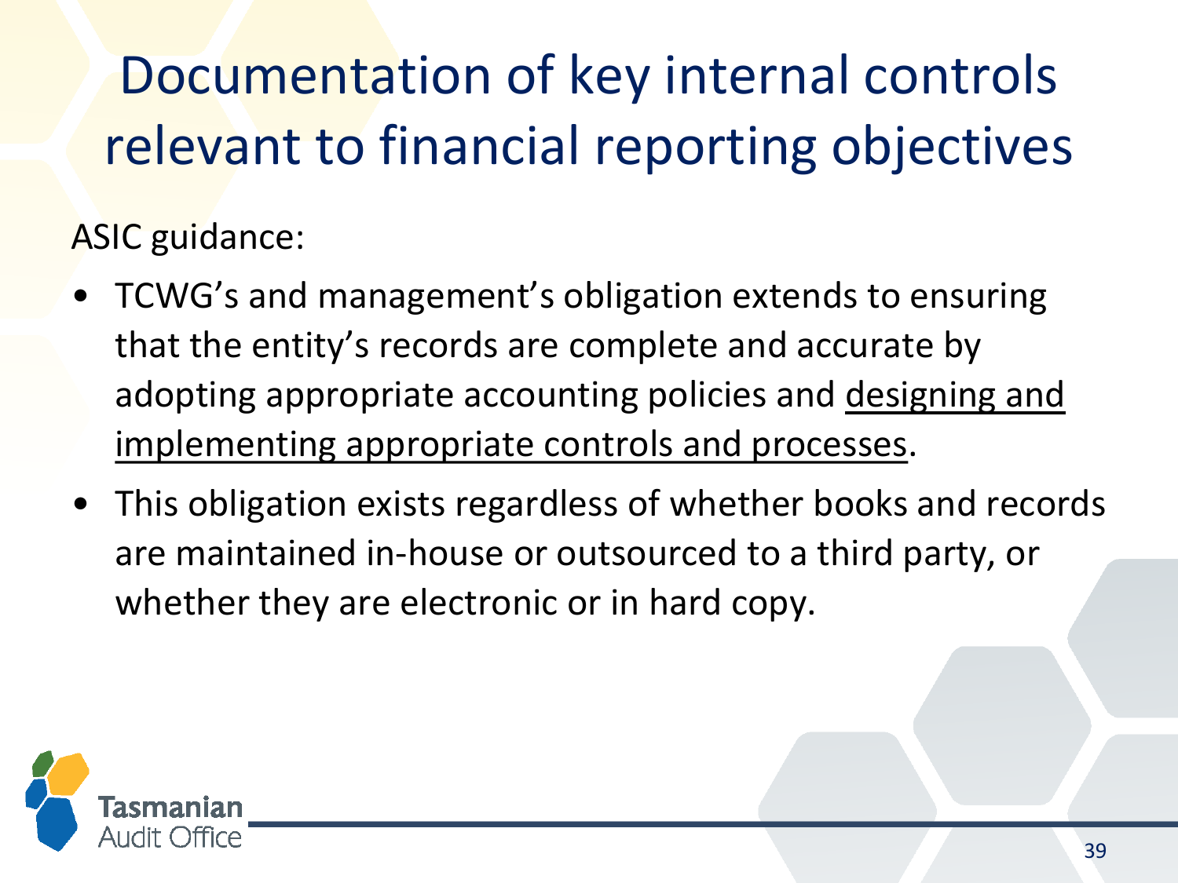# Documentation of key internal controls relevant to financial reporting objectives

ASIC guidance:

- TCWG's and management's obligation extends to ensuring that the entity's records are complete and accurate by adopting appropriate accounting policies and <u>designing and implementing appropriate controls and processes</u>.
- This obligation exists regardless of whether books and records are maintained in-house or outsourced to a third party, or whether they are electronic or in hard copy.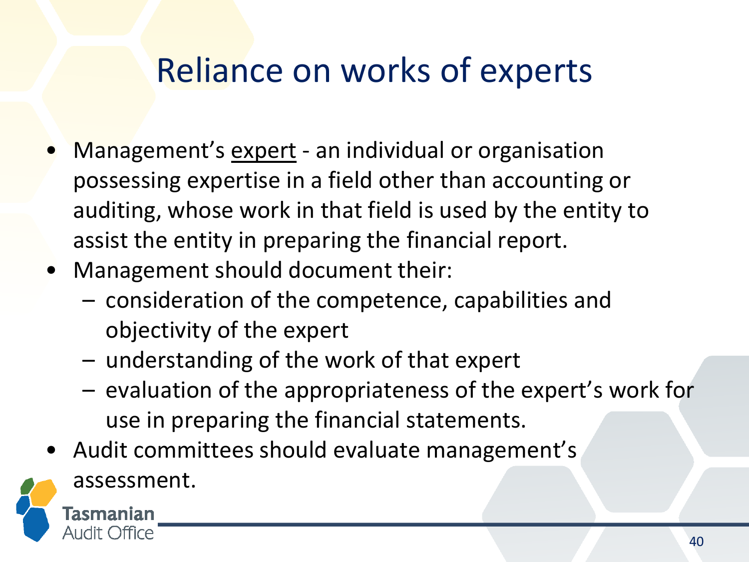# Reliance on works of experts

- Management's <u>expert</u> - an individual or organisation possessing expertise in a field other than accounting or auditing, whose work in that field is used by the entity to assist the entity in preparing the financial report.
- Management should document their:
  - consideration of the competence, capabilities and objectivity of the expert
  - understanding of the work of that expert
  - evaluation of the appropriateness of the expert's work for use in preparing the financial statements.
- Audit committees should evaluate management's assessment.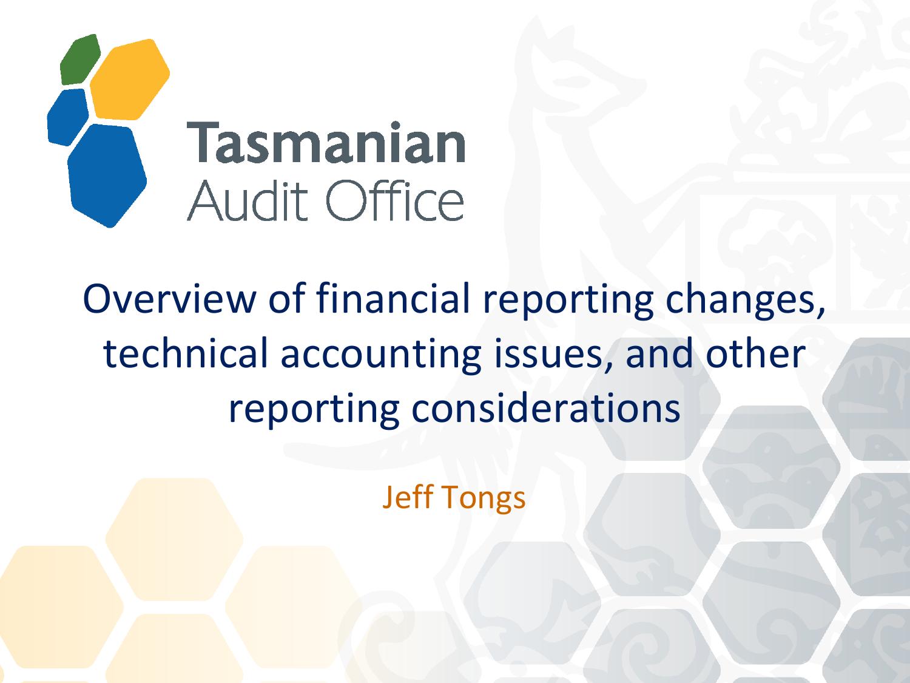Tasmanian Audit Office

# Overview of financial reporting changes, technical accounting issues, and other reporting considerations

Jeff Tongs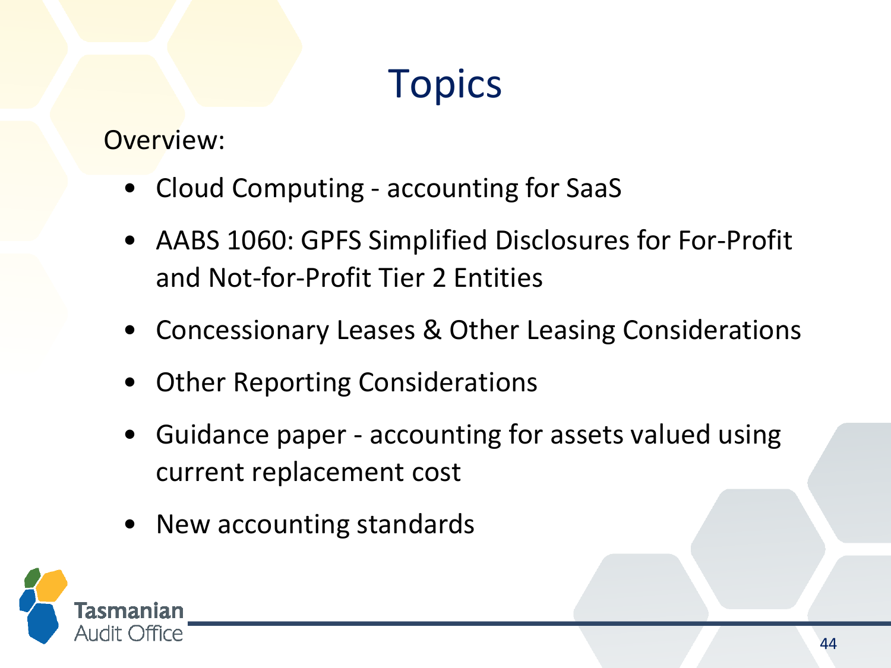# Topics

Overview:

- Cloud Computing - accounting for SaaS
- AABS 1060: GPFS Simplified Disclosures for For-Profit and Not-for-Profit Tier 2 Entities
- Concessionary Leases & Other Leasing Considerations
- Other Reporting Considerations
- Guidance paper - accounting for assets valued using current replacement cost
- New accounting standards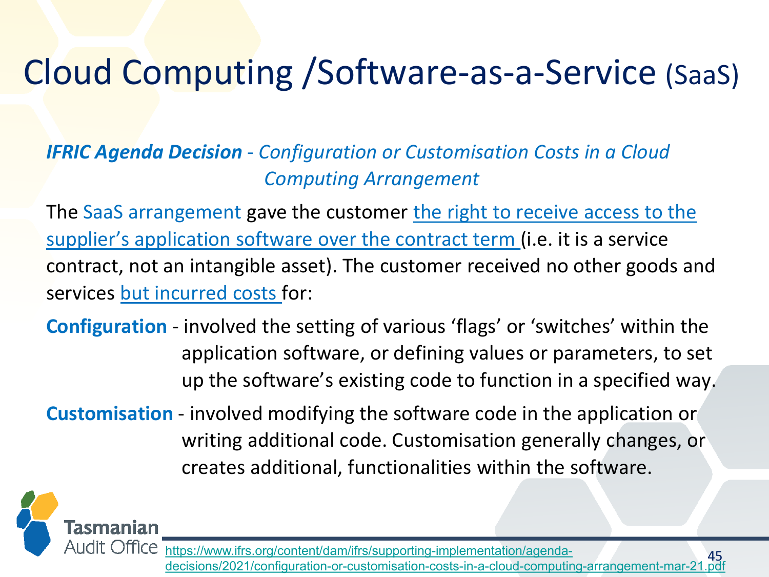# Cloud Computing /Software-as-a-Service (SaaS)

***IFRIC Agenda Decision*** *- Configuration or Customisation Costs in a Cloud Computing Arrangement*

The SaaS arrangement gave the customer the right to receive access to the supplier's application software over the contract term (i.e. it is a service contract, not an intangible asset). The customer received no other goods and services but incurred costs for:

**Configuration** - involved the setting of various 'flags' or 'switches' within the application software, or defining values or parameters, to set up the software's existing code to function in a specified way.

**Customisation** - involved modifying the software code in the application or writing additional code. Customisation generally changes, or creates additional, functionalities within the software.

https://www.ifrs.org/content/dam/ifrs/supporting-implementation/agenda-decisions/2021/configuration-or-customisation-costs-in-a-cloud-computing-arrangement-mar-21.pdf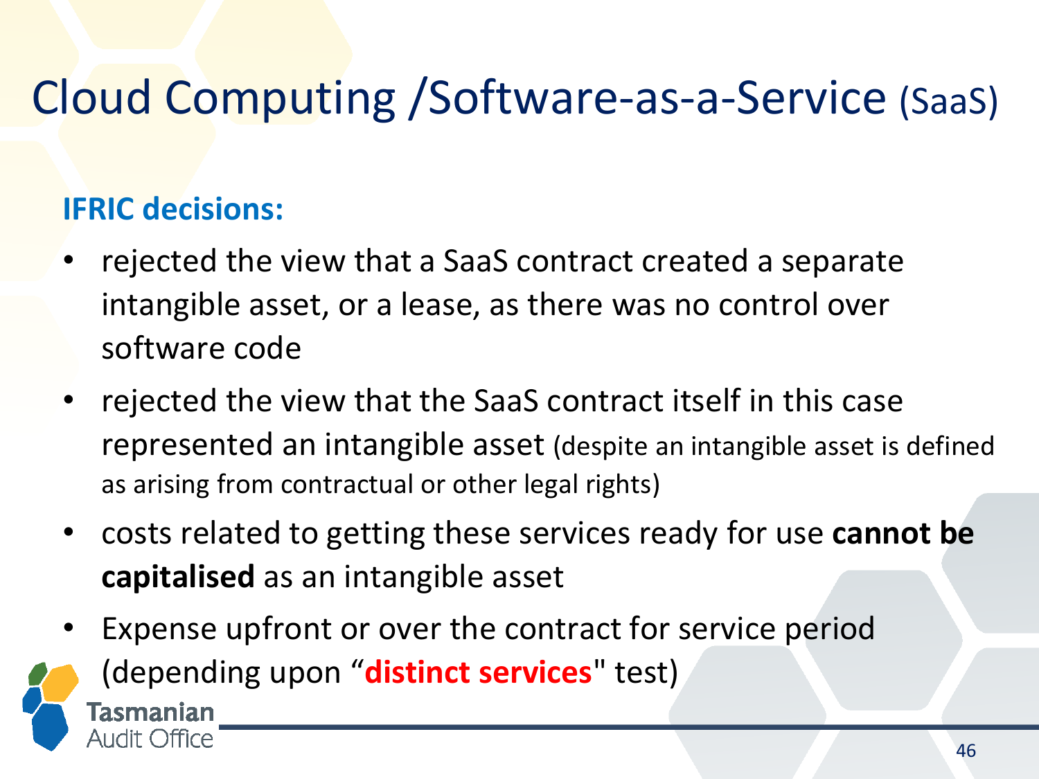# Cloud Computing /Software-as-a-Service (SaaS)

## IFRIC decisions:

- rejected the view that a SaaS contract created a separate intangible asset, or a lease, as there was no control over software code
- rejected the view that the SaaS contract itself in this case represented an intangible asset (despite an intangible asset is defined as arising from contractual or other legal rights)
- costs related to getting these services ready for use **cannot be capitalised** as an intangible asset
- Expense upfront or over the contract for service period (depending upon "**distinct services**" test)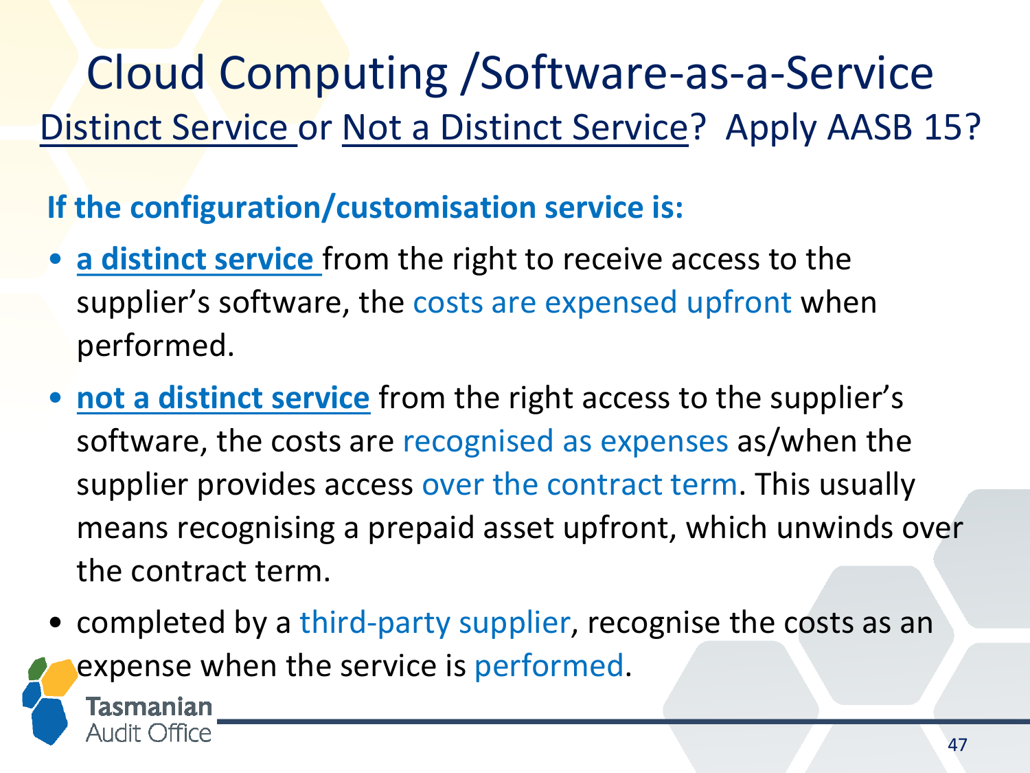# Cloud Computing /Software-as-a-Service

## Distinct Service or Not a Distinct Service? Apply AASB 15?

**If the configuration/customisation service is:**

- **a distinct service** from the right to receive access to the supplier's software, the costs are expensed upfront when performed.
- **not a distinct service** from the right access to the supplier's software, the costs are recognised as expenses as/when the supplier provides access over the contract term. This usually means recognising a prepaid asset upfront, which unwinds over the contract term.
- completed by a third-party supplier, recognise the costs as an expense when the service is performed.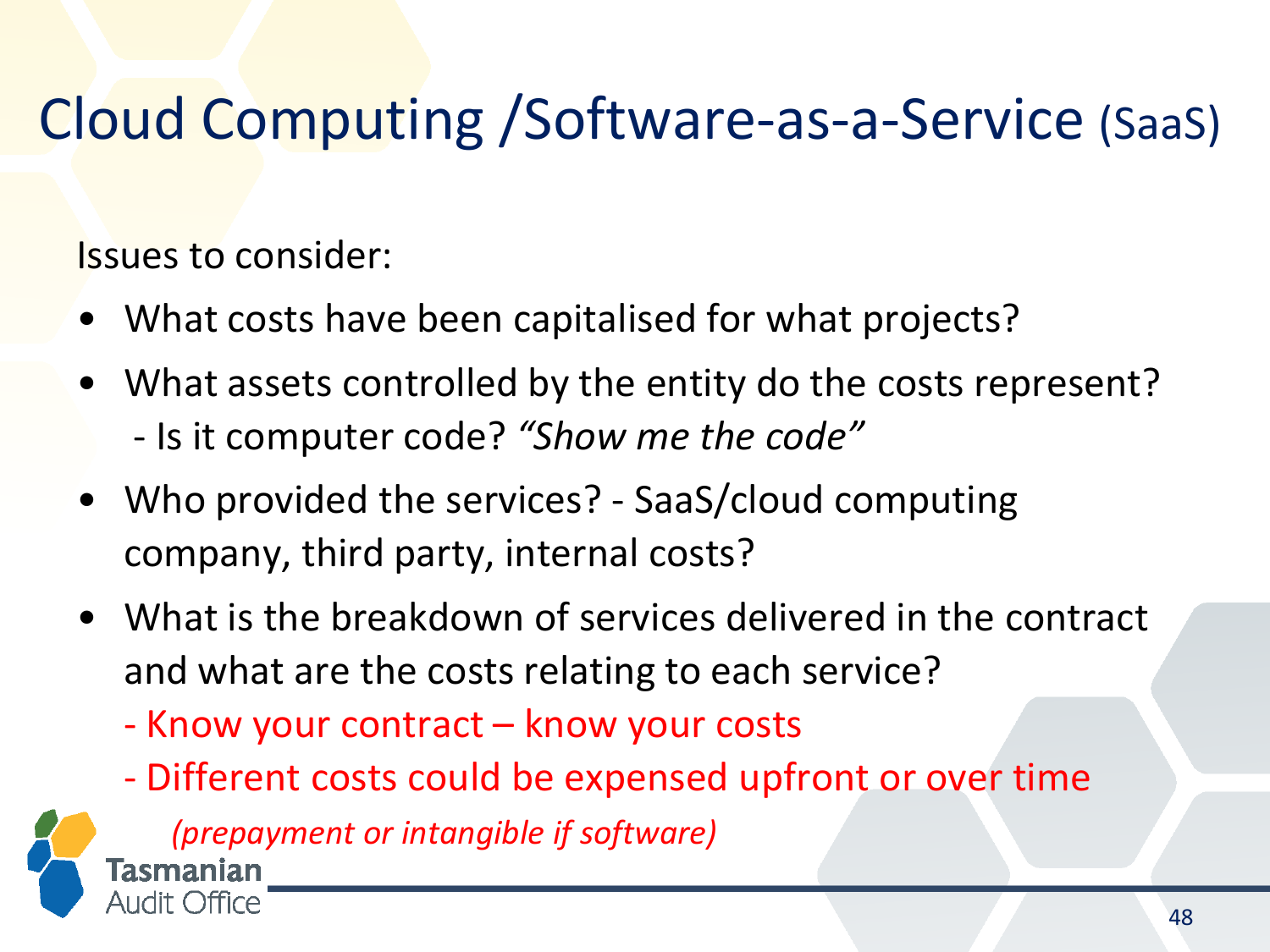# Cloud Computing /Software-as-a-Service (SaaS)

Issues to consider:

- What costs have been capitalised for what projects?
- What assets controlled by the entity do the costs represent?
  - Is it computer code? *"Show me the code"*
- Who provided the services? - SaaS/cloud computing company, third party, internal costs?
- What is the breakdown of services delivered in the contract and what are the costs relating to each service?
  - Know your contract – know your costs
  - Different costs could be expensed upfront or over time *(prepayment or intangible if software)*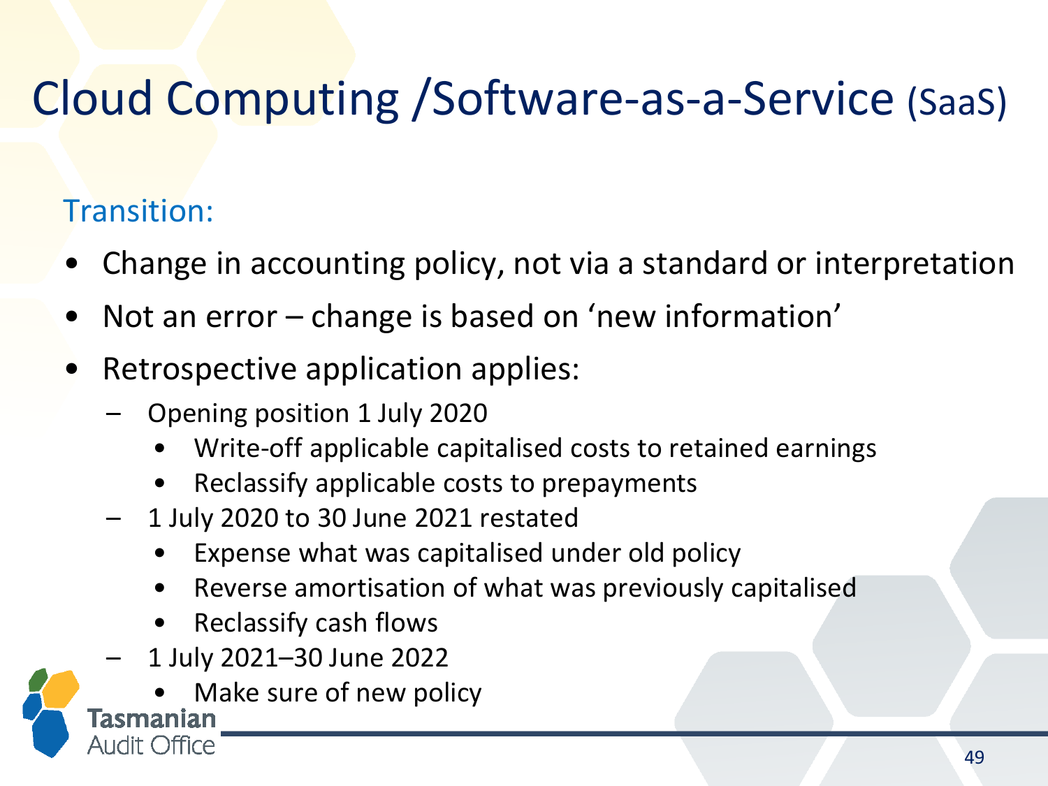# Cloud Computing /Software-as-a-Service (SaaS)

## Transition:

- Change in accounting policy, not via a standard or interpretation
- Not an error – change is based on 'new information'
- Retrospective application applies:
  - Opening position 1 July 2020
    - Write-off applicable capitalised costs to retained earnings
    - Reclassify applicable costs to prepayments
  - 1 July 2020 to 30 June 2021 restated
    - Expense what was capitalised under old policy
    - Reverse amortisation of what was previously capitalised
    - Reclassify cash flows
  - 1 July 2021–30 June 2022
    - Make sure of new policy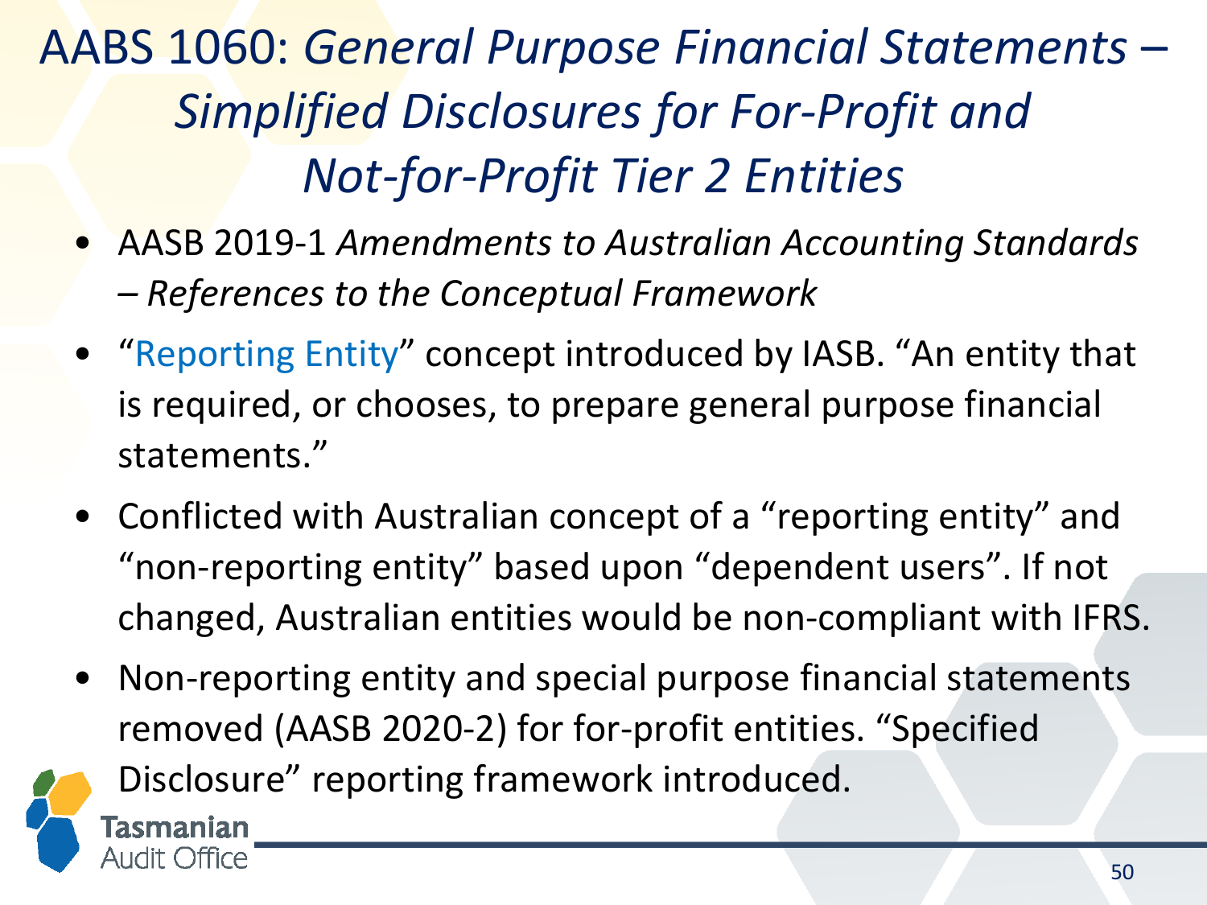# AABS 1060: *General Purpose Financial Statements – Simplified Disclosures for For-Profit and Not-for-Profit Tier 2 Entities*

- AASB 2019-1 *Amendments to Australian Accounting Standards – References to the Conceptual Framework*
- "Reporting Entity" concept introduced by IASB. "An entity that is required, or chooses, to prepare general purpose financial statements."
- Conflicted with Australian concept of a "reporting entity" and "non-reporting entity" based upon "dependent users". If not changed, Australian entities would be non-compliant with IFRS.
- Non-reporting entity and special purpose financial statements removed (AASB 2020-2) for for-profit entities. "Specified Disclosure" reporting framework introduced.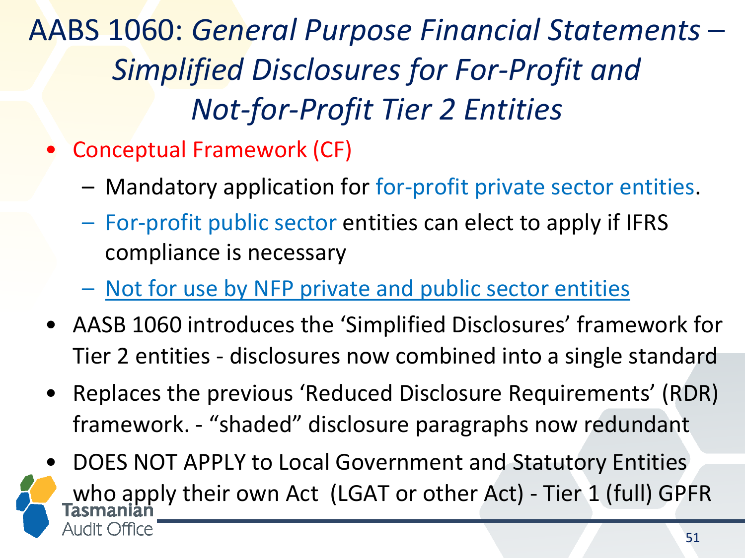# AABS 1060: *General Purpose Financial Statements – Simplified Disclosures for For-Profit and Not-for-Profit Tier 2 Entities*

- Conceptual Framework (CF)
  - Mandatory application for for-profit private sector entities.
  - For-profit public sector entities can elect to apply if IFRS compliance is necessary
  - Not for use by NFP private and public sector entities
- AASB 1060 introduces the 'Simplified Disclosures' framework for Tier 2 entities - disclosures now combined into a single standard
- Replaces the previous 'Reduced Disclosure Requirements' (RDR) framework. - "shaded" disclosure paragraphs now redundant
- DOES NOT APPLY to Local Government and Statutory Entities who apply their own Act (LGAT or other Act) - Tier 1 (full) GPFR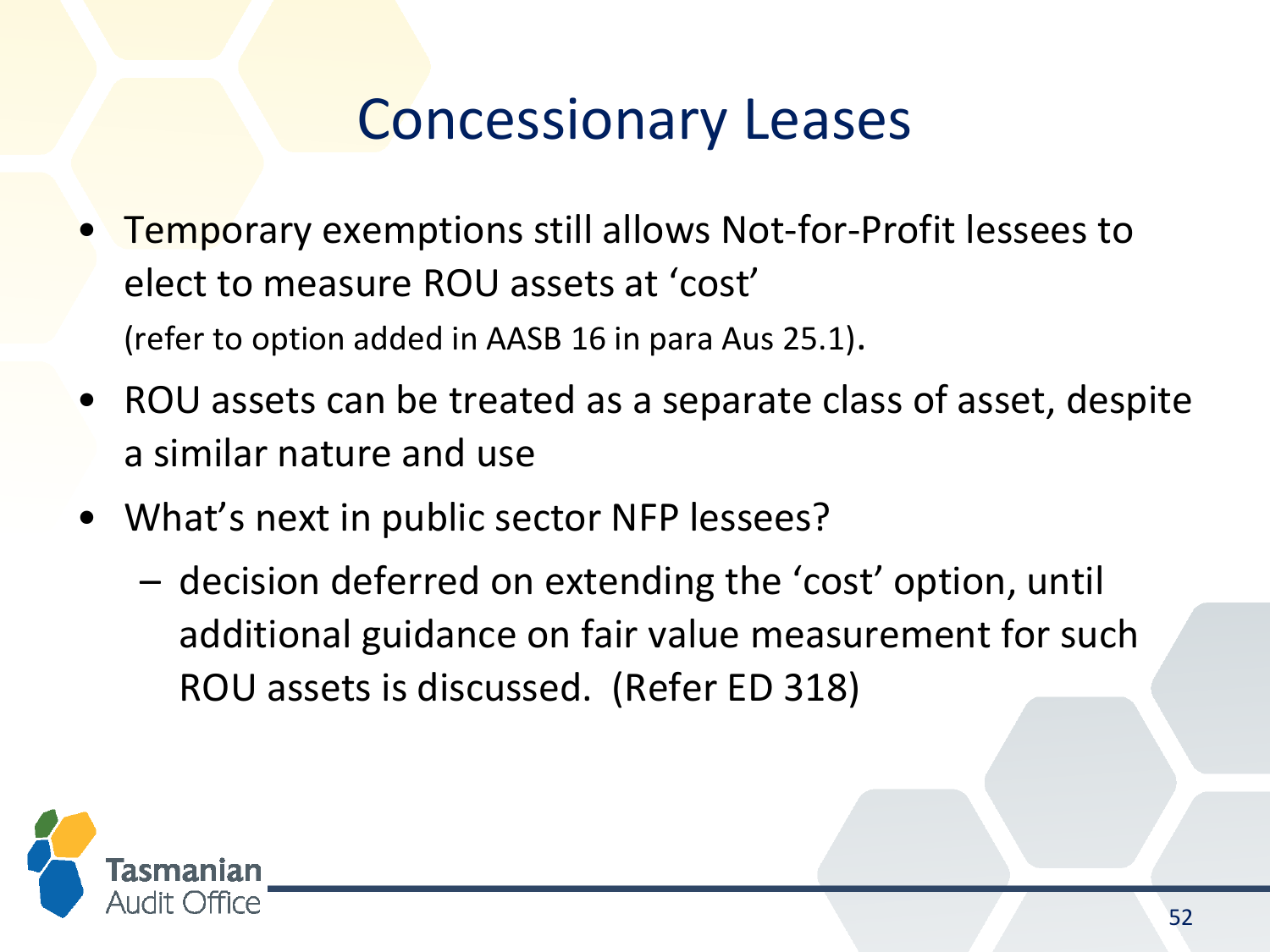# Concessionary Leases

- Temporary exemptions still allows Not-for-Profit lessees to elect to measure ROU assets at 'cost' (refer to option added in AASB 16 in para Aus 25.1).
- ROU assets can be treated as a separate class of asset, despite a similar nature and use
- What's next in public sector NFP lessees?
  - decision deferred on extending the 'cost' option, until additional guidance on fair value measurement for such ROU assets is discussed. (Refer ED 318)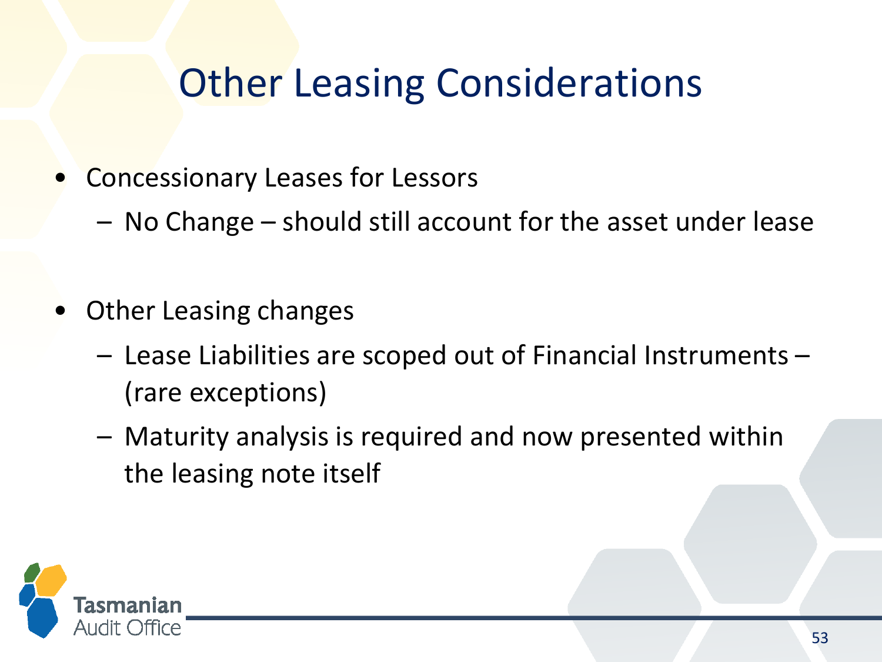# Other Leasing Considerations

- Concessionary Leases for Lessors
  - No Change – should still account for the asset under lease

- Other Leasing changes
  - Lease Liabilities are scoped out of Financial Instruments – (rare exceptions)
  - Maturity analysis is required and now presented within the leasing note itself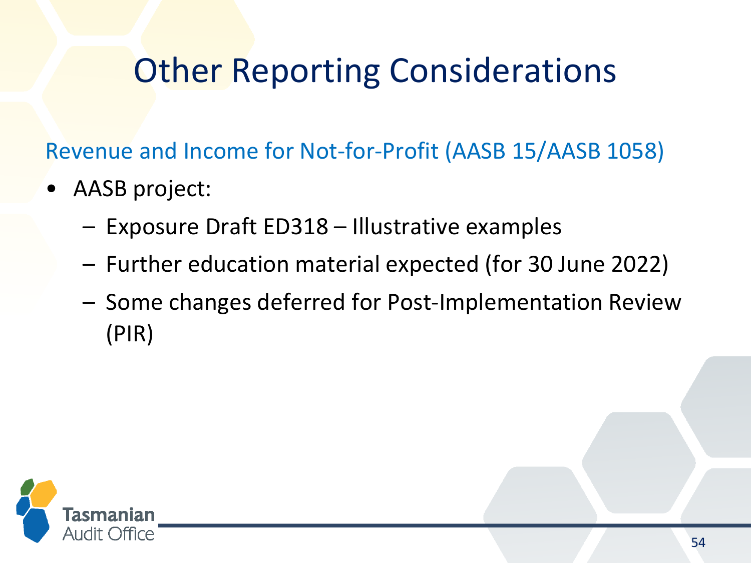# Other Reporting Considerations

## Revenue and Income for Not-for-Profit (AASB 15/AASB 1058)

- AASB project:
  - Exposure Draft ED318 – Illustrative examples
  - Further education material expected (for 30 June 2022)
  - Some changes deferred for Post-Implementation Review (PIR)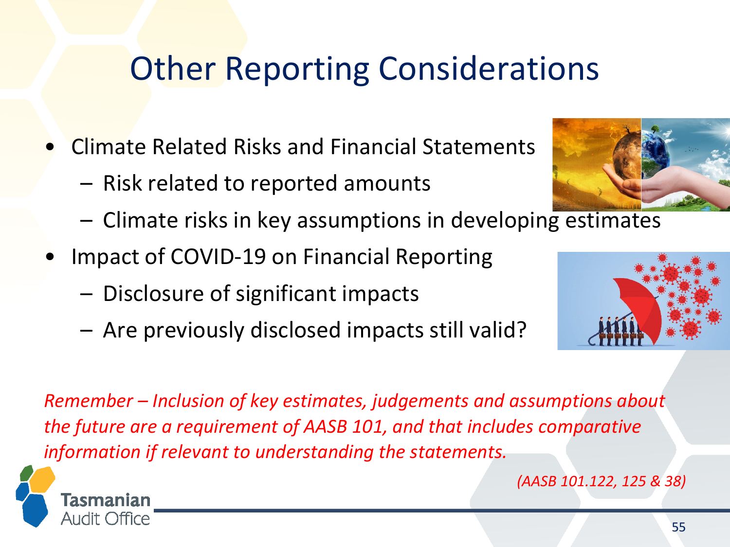# Other Reporting Considerations

- Climate Related Risks and Financial Statements
  - Risk related to reported amounts
  - Climate risks in key assumptions in developing estimates
- Impact of COVID-19 on Financial Reporting
  - Disclosure of significant impacts
  - Are previously disclosed impacts still valid?

*Remember – Inclusion of key estimates, judgements and assumptions about the future are a requirement of AASB 101, and that includes comparative information if relevant to understanding the statements.*

*(AASB 101.122, 125 & 38)*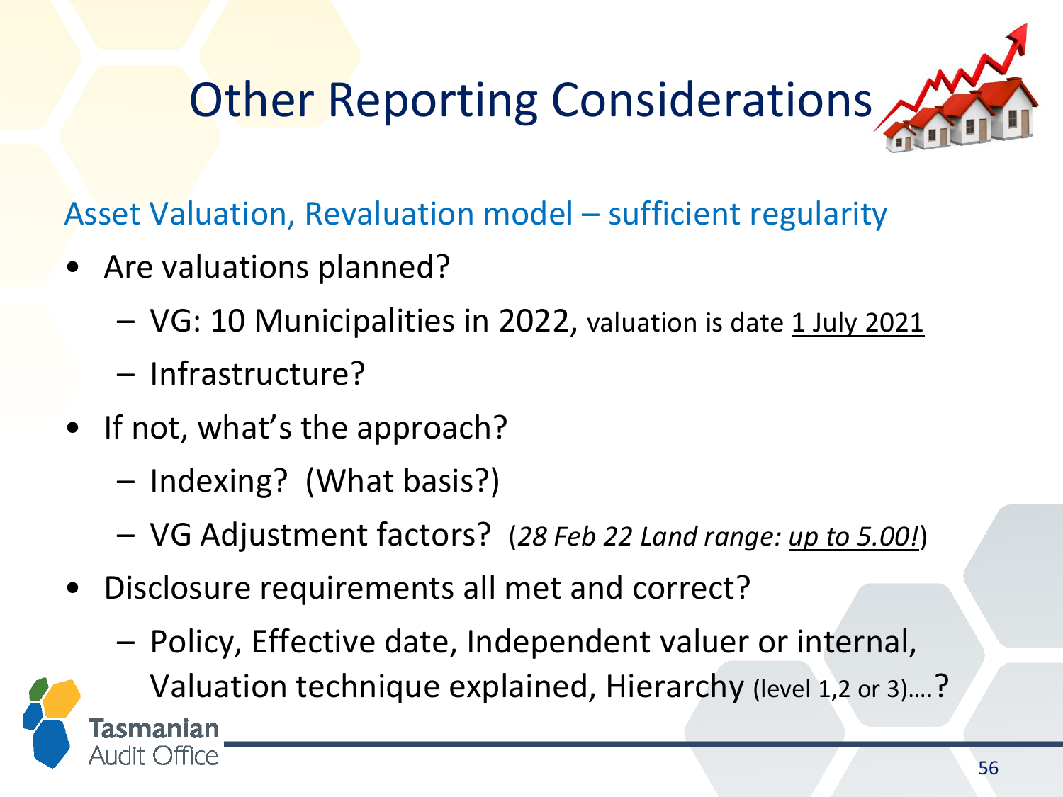# Other Reporting Considerations

## Asset Valuation, Revaluation model – sufficient regularity

- Are valuations planned?
  - VG: 10 Municipalities in 2022, valuation is date 1 July 2021
  - Infrastructure?
- If not, what's the approach?
  - Indexing? (What basis?)
  - VG Adjustment factors? (*28 Feb 22 Land range: up to 5.00!*)
- Disclosure requirements all met and correct?
  - Policy, Effective date, Independent valuer or internal, Valuation technique explained, Hierarchy (level 1,2 or 3)….?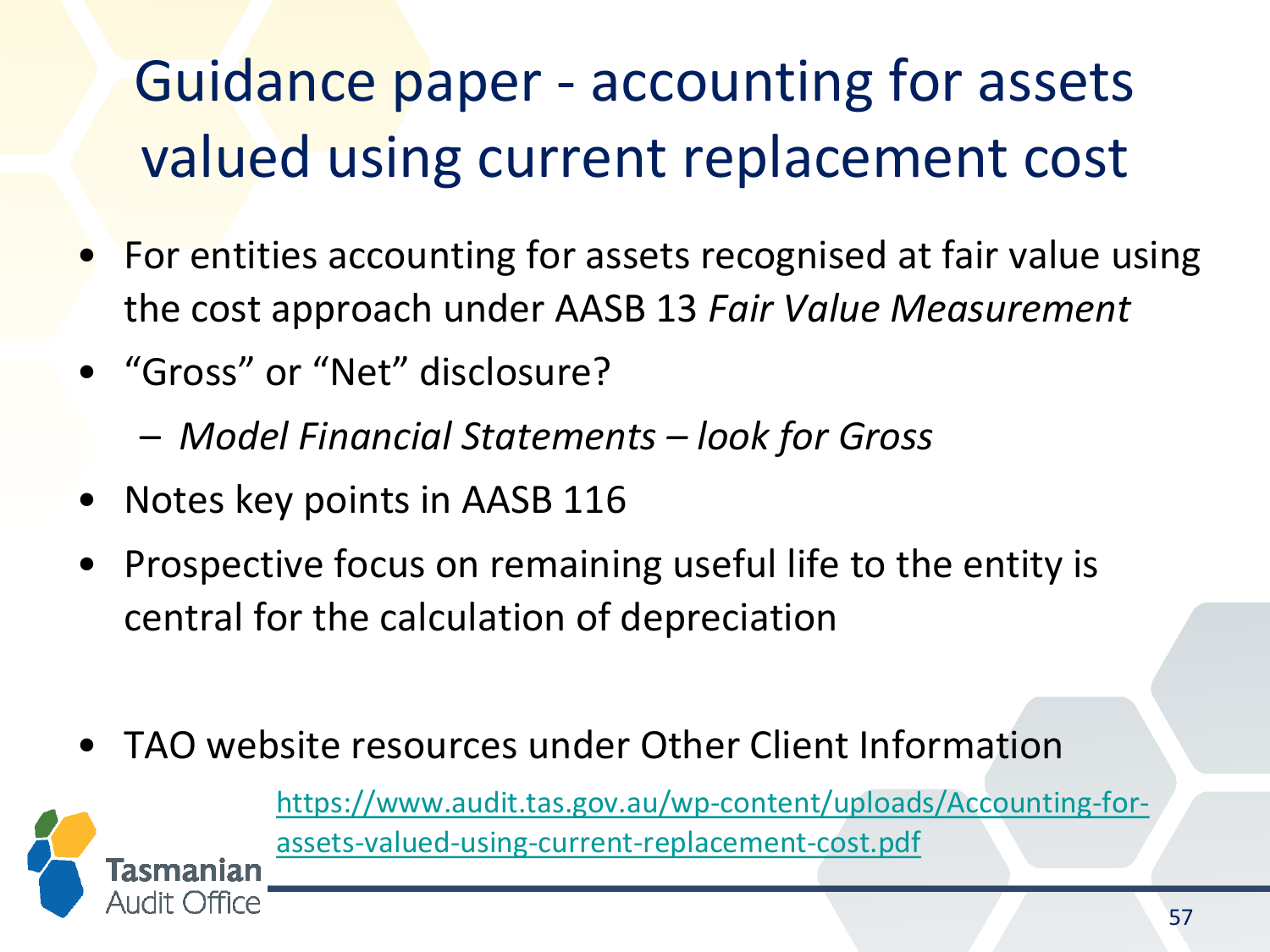# Guidance paper - accounting for assets valued using current replacement cost

- For entities accounting for assets recognised at fair value using the cost approach under AASB 13 *Fair Value Measurement*
- "Gross" or "Net" disclosure?
  - *Model Financial Statements – look for Gross*
- Notes key points in AASB 116
- Prospective focus on remaining useful life to the entity is central for the calculation of depreciation

- TAO website resources under Other Client Information

[https://www.audit.tas.gov.au/wp-content/uploads/Accounting-for-assets-valued-using-current-replacement-cost.pdf](https://www.audit.tas.gov.au/wp-content/uploads/Accounting-for-assets-valued-using-current-replacement-cost.pdf)

Tasmanian Audit Office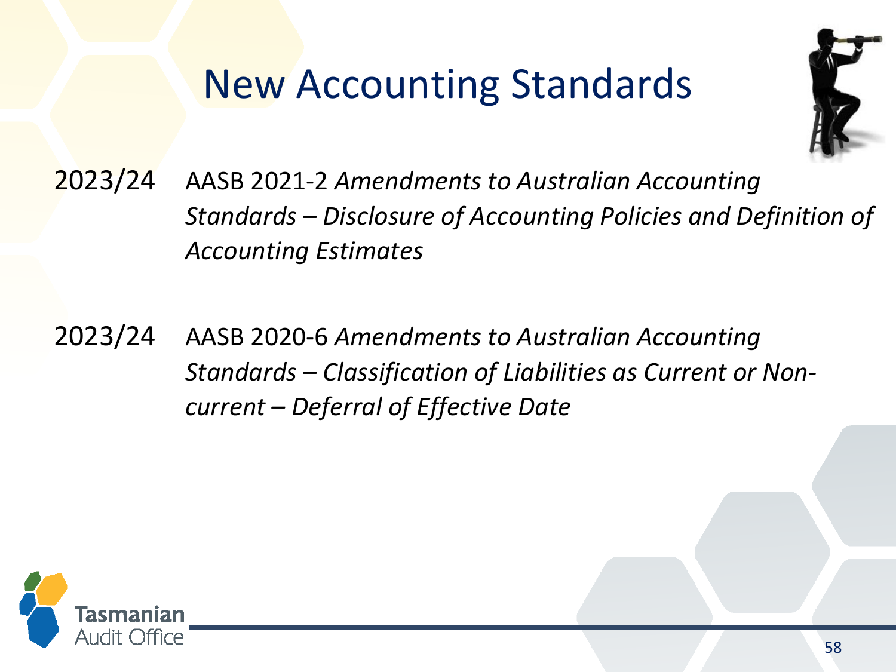# New Accounting Standards

2023/24 AASB 2021-2 *Amendments to Australian Accounting Standards – Disclosure of Accounting Policies and Definition of Accounting Estimates*

2023/24 AASB 2020-6 *Amendments to Australian Accounting Standards – Classification of Liabilities as Current or Non-current – Deferral of Effective Date*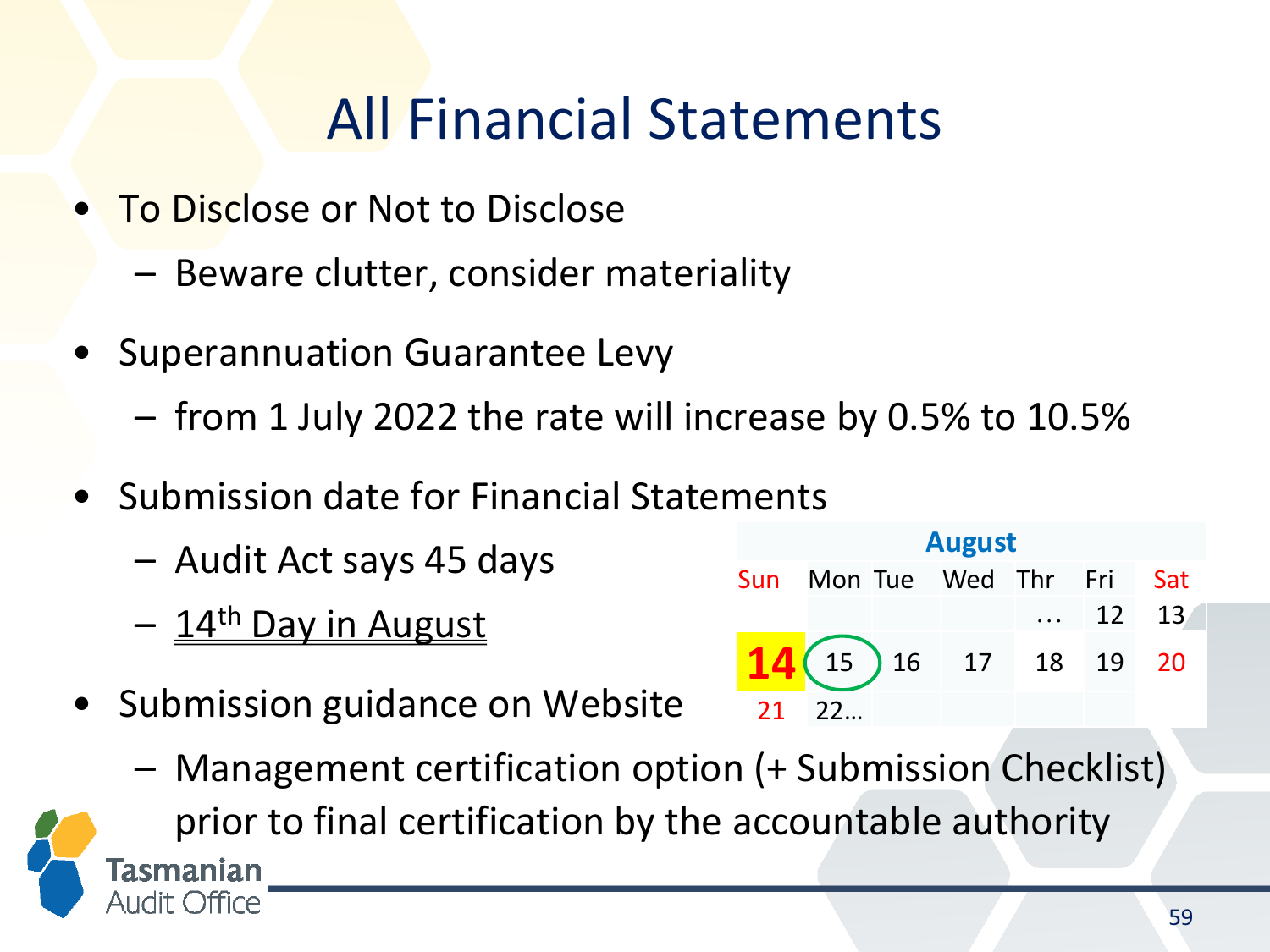# All Financial Statements

- To Disclose or Not to Disclose
  - Beware clutter, consider materiality
- Superannuation Guarantee Levy
  - from 1 July 2022 the rate will increase by 0.5% to 10.5%
- Submission date for Financial Statements
  - Audit Act says 45 days
  - 14th Day in August

| August | | | | | | |
|---|---|---|---|---|---|---|
| Sun | Mon | Tue | Wed | Thr | Fri | Sat |
| | | | | … | 12 | 13 |
| **14** | 15 | 16 | 17 | 18 | 19 | 20 |
| 21 | 22… | | | | | |

- Submission guidance on Website
  - Management certification option (+ Submission Checklist) prior to final certification by the accountable authority

Tasmanian Audit Office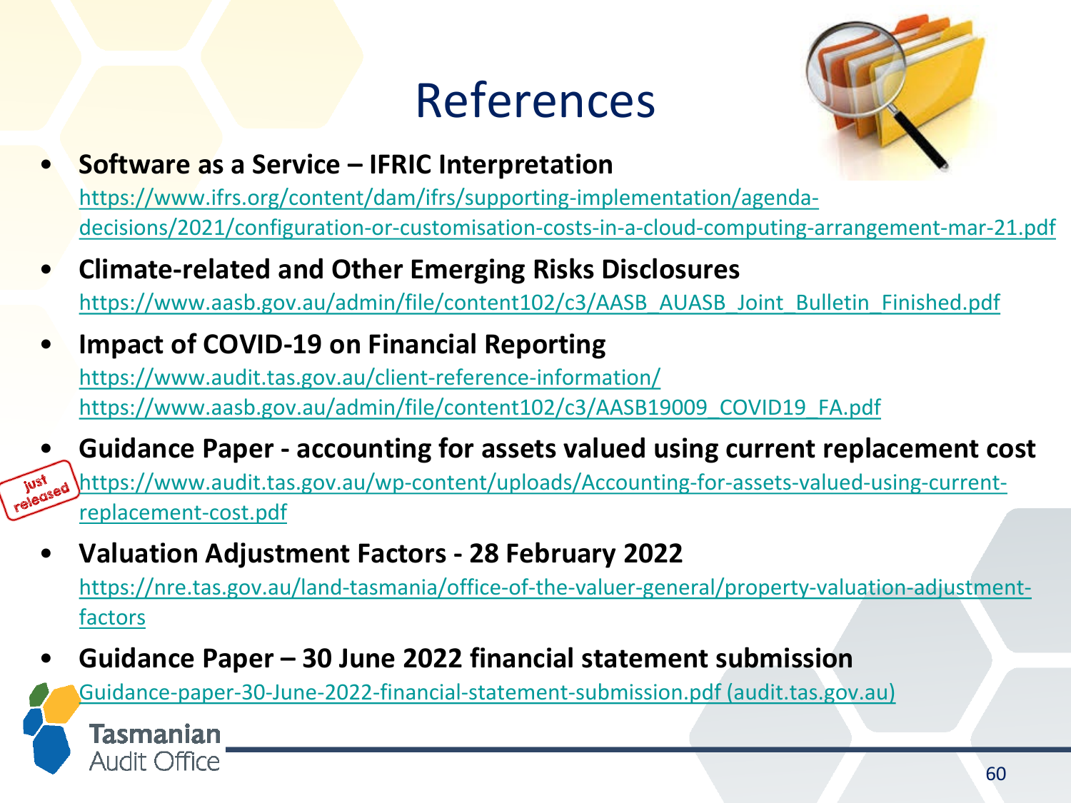# References

- **Software as a Service – IFRIC Interpretation**
  https://www.ifrs.org/content/dam/ifrs/supporting-implementation/agenda-decisions/2021/configuration-or-customisation-costs-in-a-cloud-computing-arrangement-mar-21.pdf
- **Climate-related and Other Emerging Risks Disclosures**
  https://www.aasb.gov.au/admin/file/content102/c3/AASB_AUASB_Joint_Bulletin_Finished.pdf
- **Impact of COVID-19 on Financial Reporting**
  https://www.audit.tas.gov.au/client-reference-information/
  https://www.aasb.gov.au/admin/file/content102/c3/AASB19009_COVID19_FA.pdf
- **Guidance Paper - accounting for assets valued using current replacement cost**
  just released
  https://www.audit.tas.gov.au/wp-content/uploads/Accounting-for-assets-valued-using-current-replacement-cost.pdf
- **Valuation Adjustment Factors - 28 February 2022**
  https://nre.tas.gov.au/land-tasmania/office-of-the-valuer-general/property-valuation-adjustment-factors
- **Guidance Paper – 30 June 2022 financial statement submission**
  Guidance-paper-30-June-2022-financial-statement-submission.pdf (audit.tas.gov.au)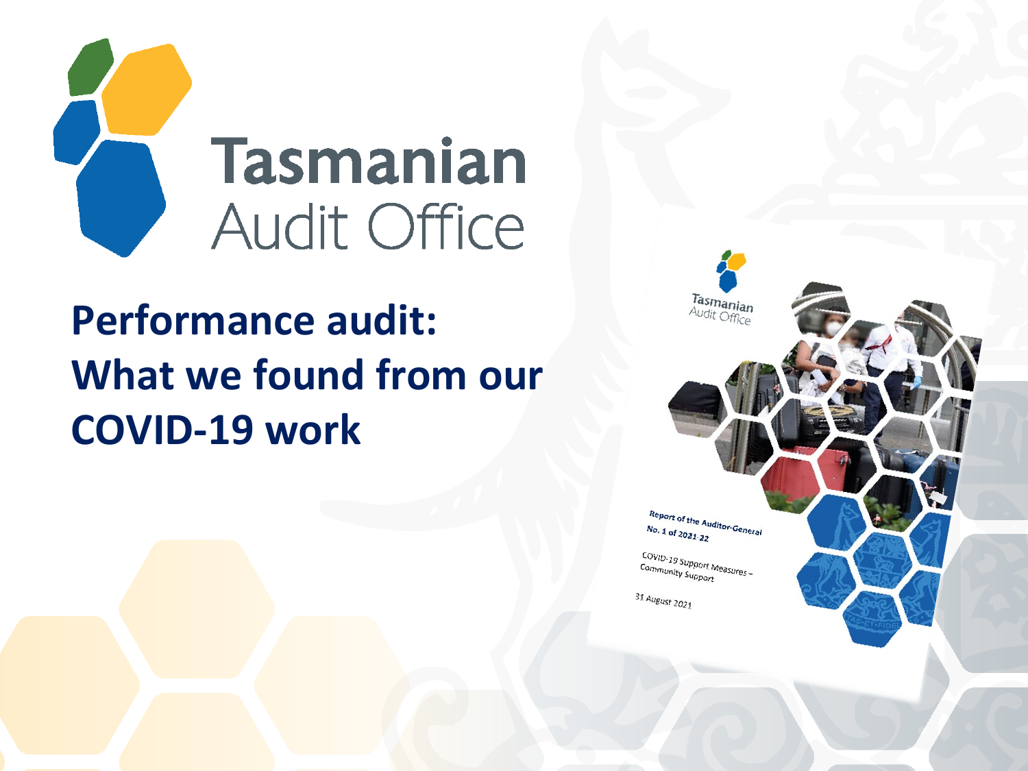Tasmanian Audit Office

# Performance audit: What we found from our COVID-19 work

Report of the Auditor-General
No. 1 of 2021-22

COVID-19 Support Measures – Community Support

31 August 2021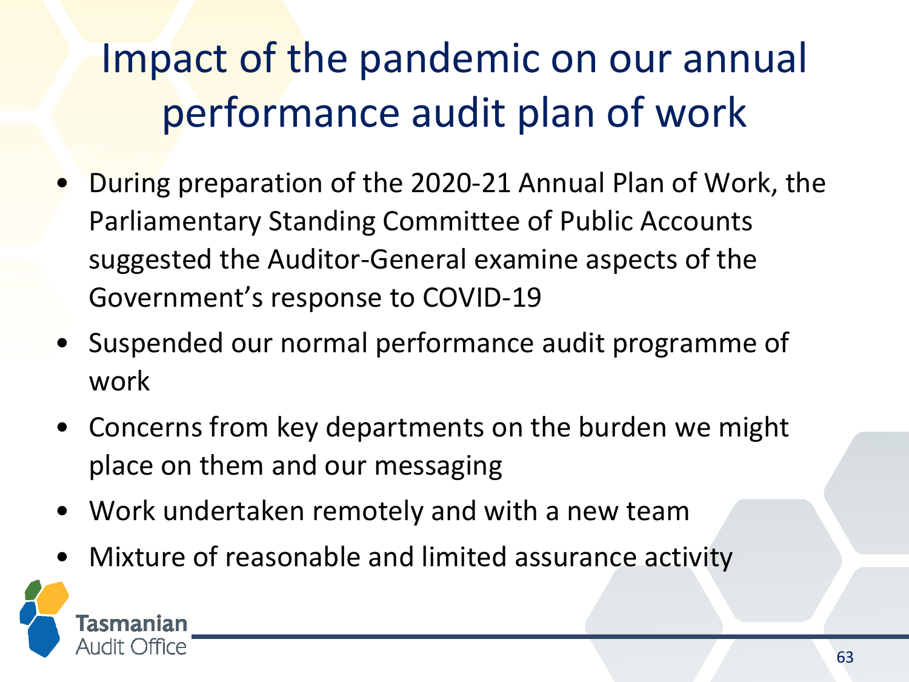# Impact of the pandemic on our annual performance audit plan of work

- During preparation of the 2020-21 Annual Plan of Work, the Parliamentary Standing Committee of Public Accounts suggested the Auditor-General examine aspects of the Government's response to COVID-19
- Suspended our normal performance audit programme of work
- Concerns from key departments on the burden we might place on them and our messaging
- Work undertaken remotely and with a new team
- Mixture of reasonable and limited assurance activity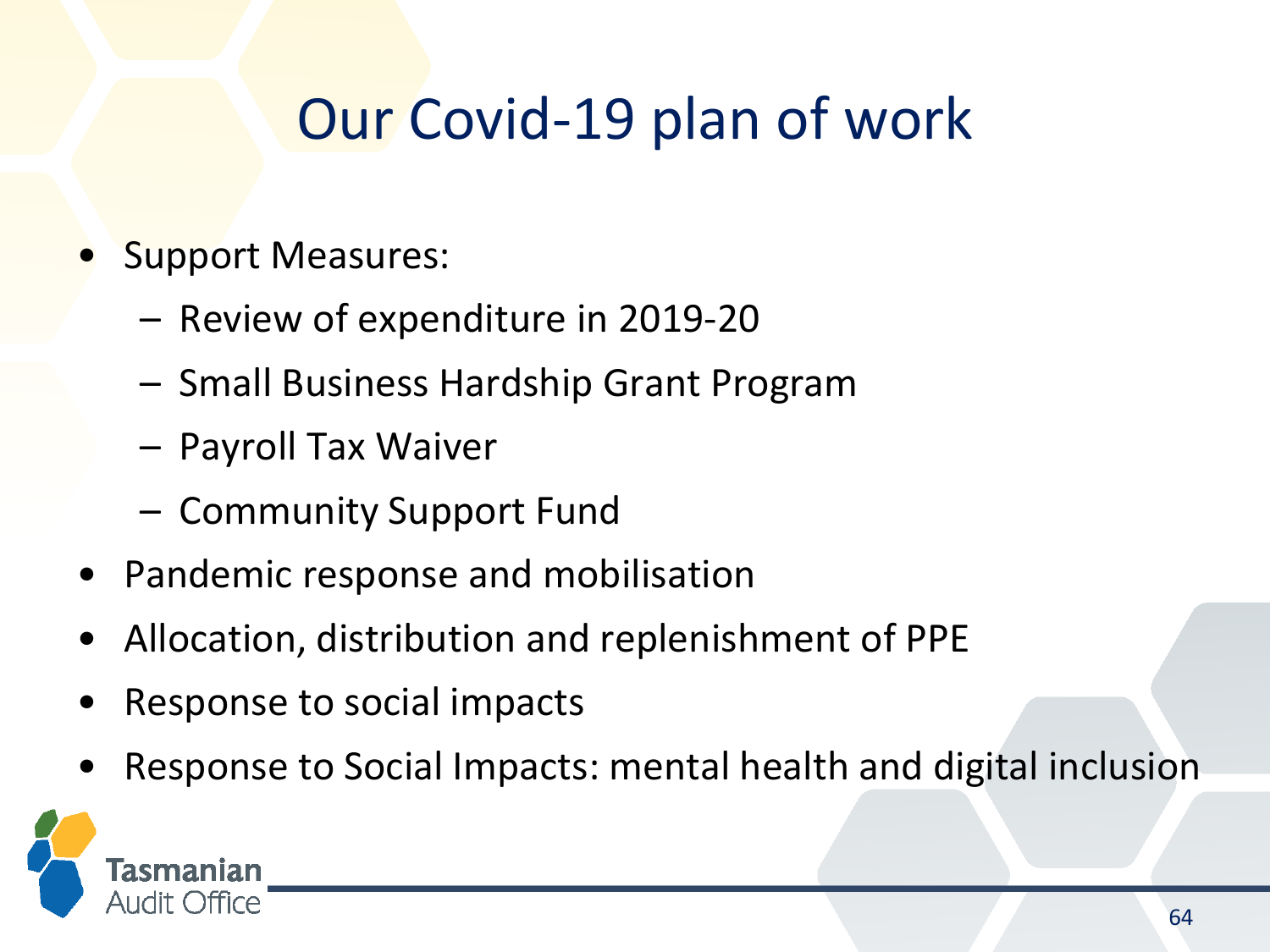# Our Covid-19 plan of work

- Support Measures:
  - Review of expenditure in 2019-20
  - Small Business Hardship Grant Program
  - Payroll Tax Waiver
  - Community Support Fund
- Pandemic response and mobilisation
- Allocation, distribution and replenishment of PPE
- Response to social impacts
- Response to Social Impacts: mental health and digital inclusion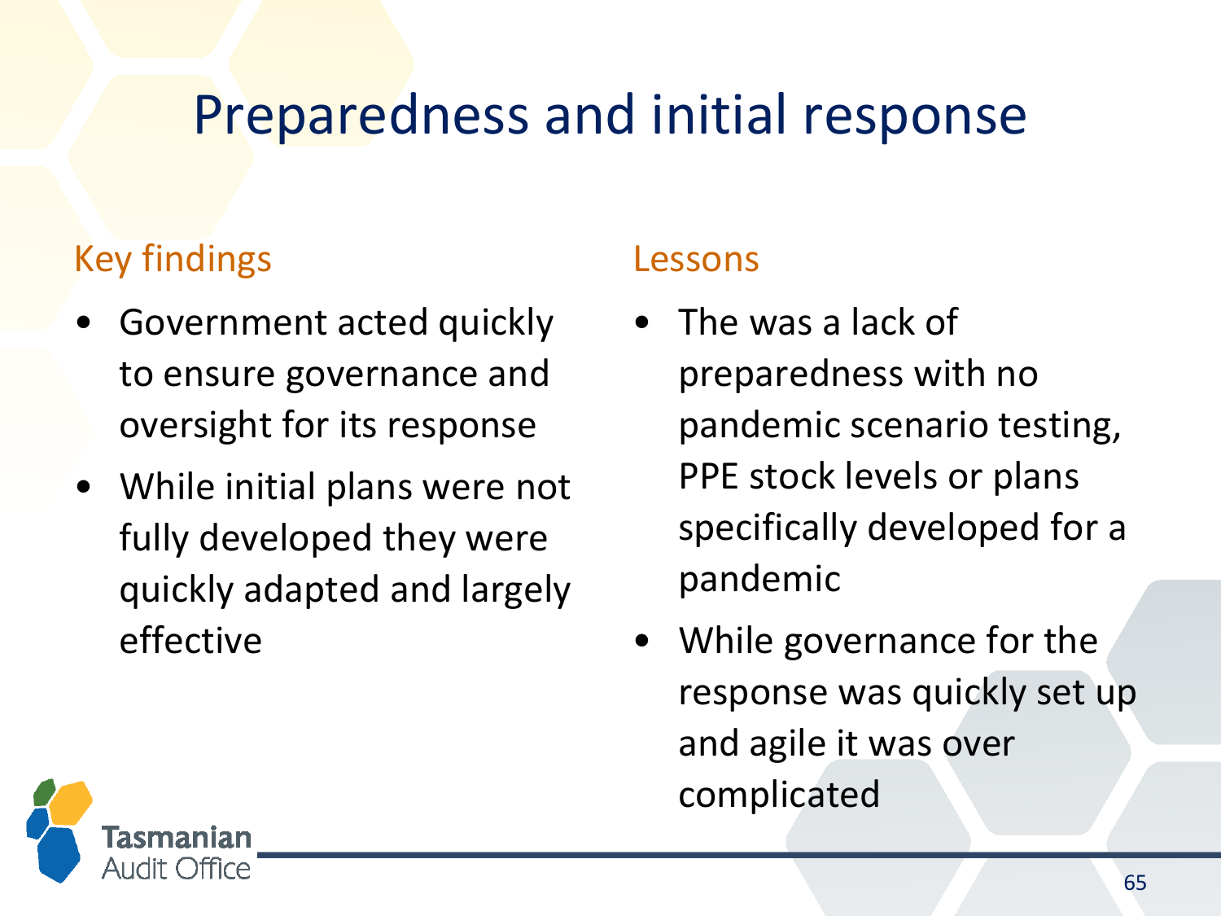# Preparedness and initial response

## Key findings

- Government acted quickly to ensure governance and oversight for its response
- While initial plans were not fully developed they were quickly adapted and largely effective

## Lessons

- The was a lack of preparedness with no pandemic scenario testing, PPE stock levels or plans specifically developed for a pandemic
- While governance for the response was quickly set up and agile it was over complicated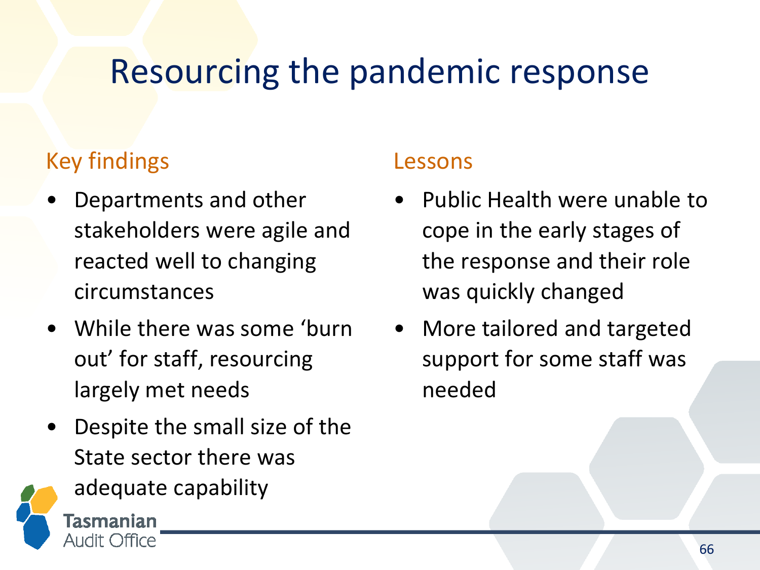# Resourcing the pandemic response

## Key findings

- Departments and other stakeholders were agile and reacted well to changing circumstances
- While there was some 'burn out' for staff, resourcing largely met needs
- Despite the small size of the State sector there was adequate capability

## Lessons

- Public Health were unable to cope in the early stages of the response and their role was quickly changed
- More tailored and targeted support for some staff was needed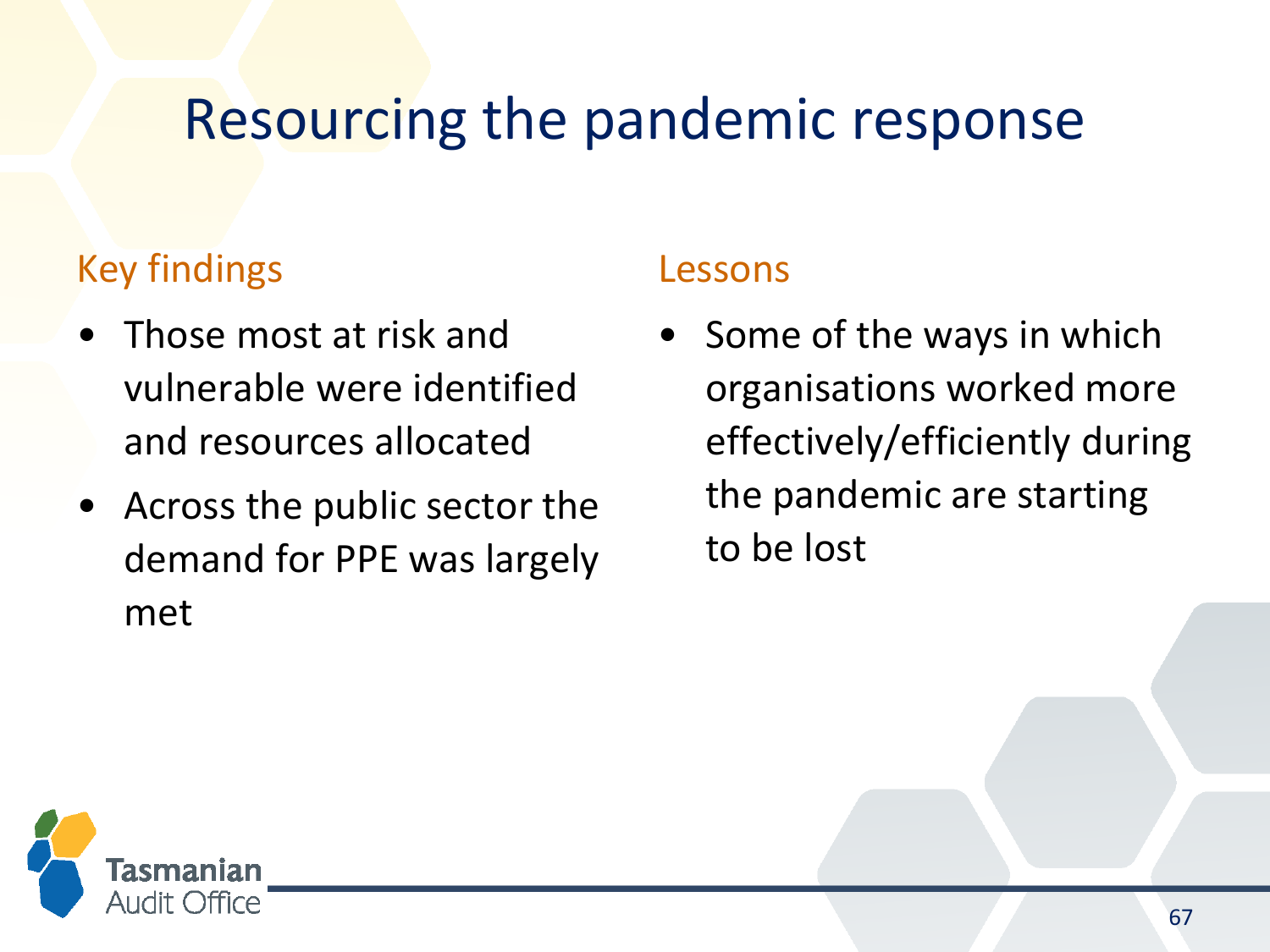# Resourcing the pandemic response

## Key findings

- Those most at risk and vulnerable were identified and resources allocated
- Across the public sector the demand for PPE was largely met

## Lessons

- Some of the ways in which organisations worked more effectively/efficiently during the pandemic are starting to be lost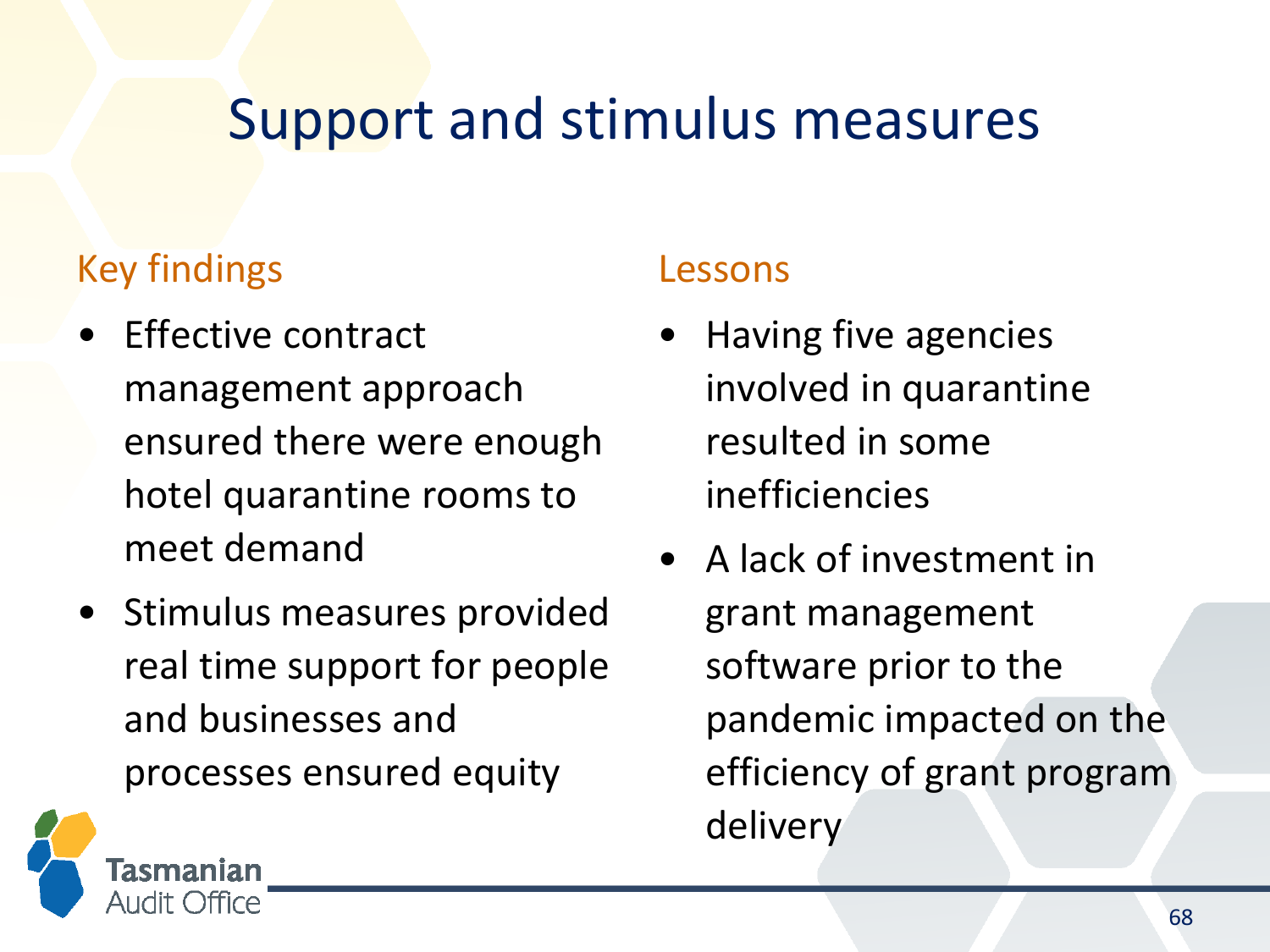# Support and stimulus measures

## Key findings

- Effective contract management approach ensured there were enough hotel quarantine rooms to meet demand
- Stimulus measures provided real time support for people and businesses and processes ensured equity

## Lessons

- Having five agencies involved in quarantine resulted in some inefficiencies
- A lack of investment in grant management software prior to the pandemic impacted on the efficiency of grant program delivery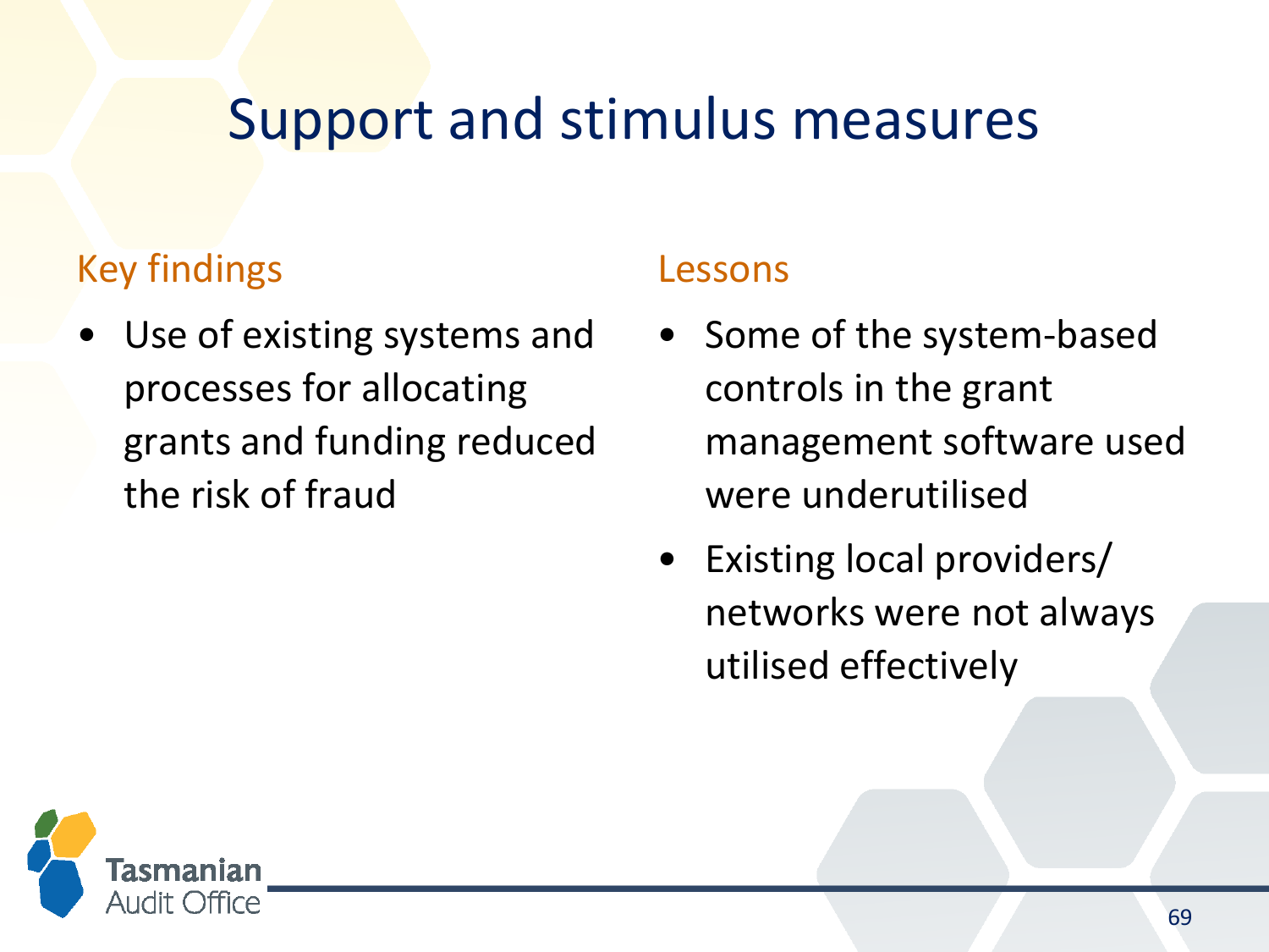# Support and stimulus measures

## Key findings

- Use of existing systems and processes for allocating grants and funding reduced the risk of fraud

## Lessons

- Some of the system-based controls in the grant management software used were underutilised
- Existing local providers/ networks were not always utilised effectively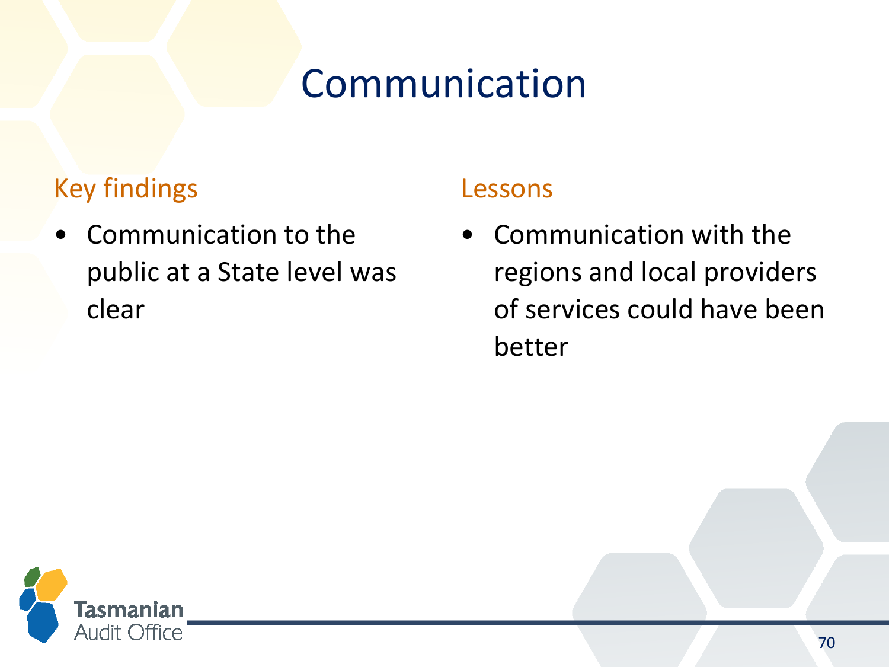# Communication

## Key findings

- Communication to the public at a State level was clear

## Lessons

- Communication with the regions and local providers of services could have been better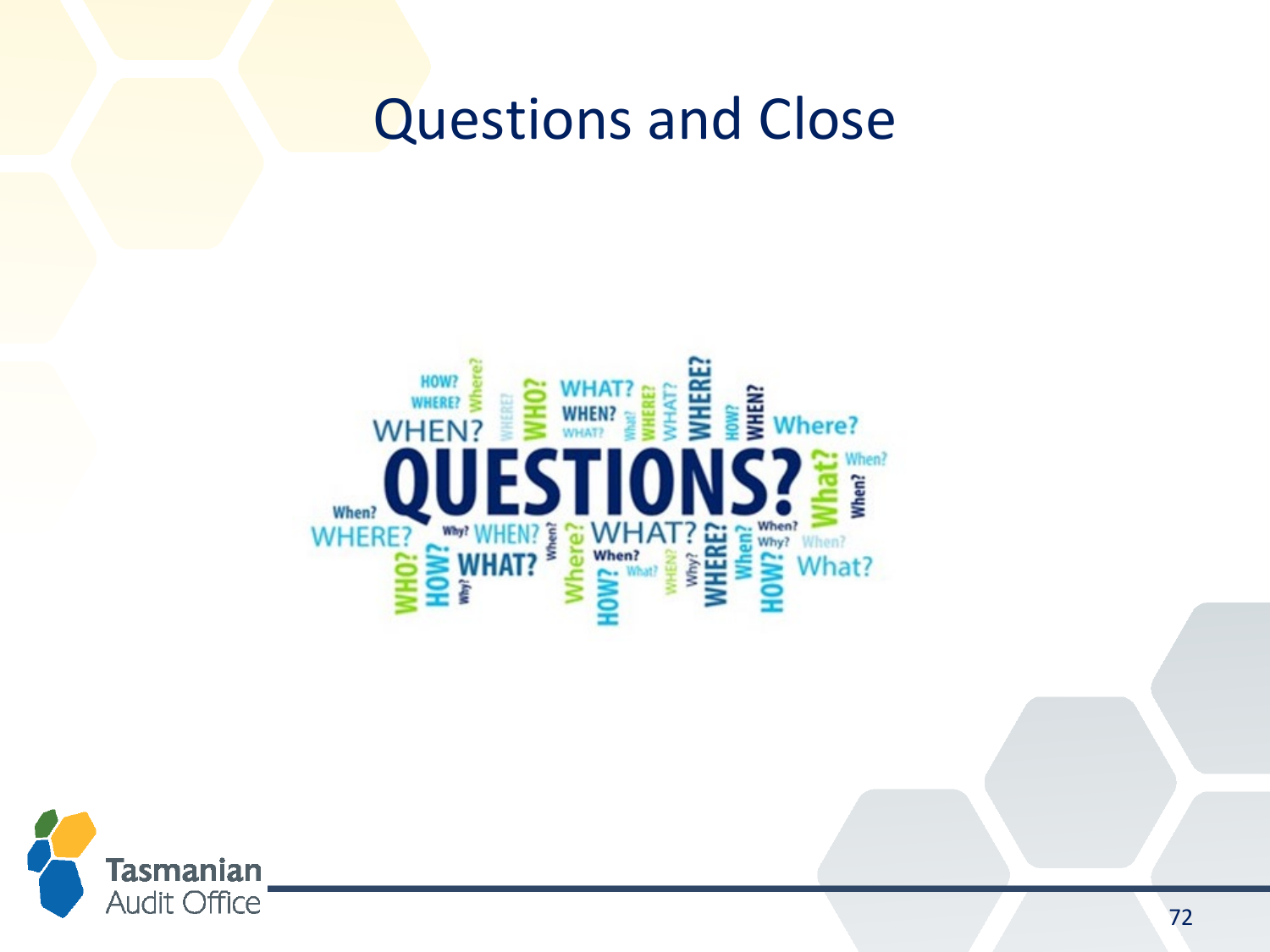# Questions and Close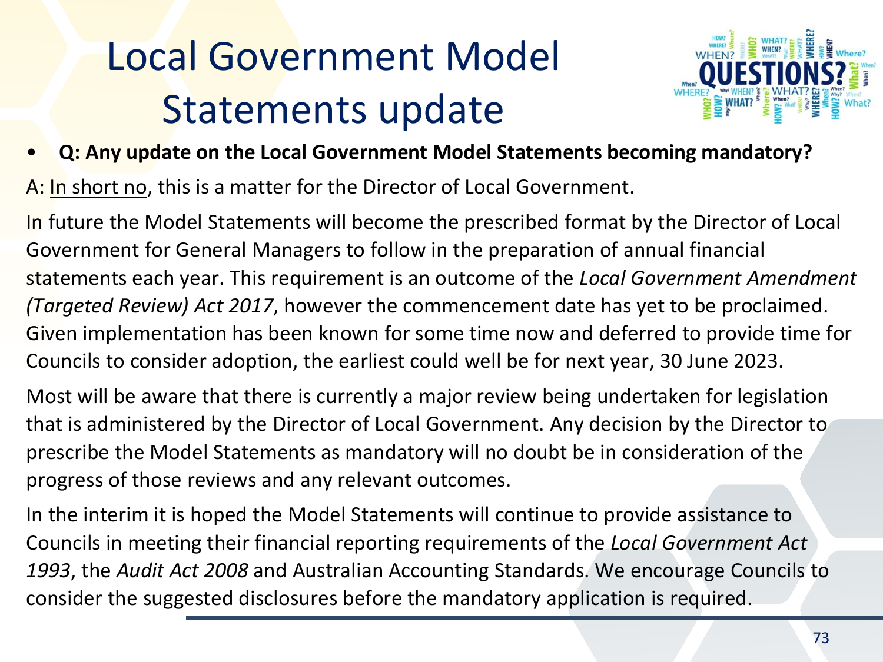# Local Government Model Statements update

- **Q: Any update on the Local Government Model Statements becoming mandatory?**

A: <u>In short no</u>, this is a matter for the Director of Local Government.

In future the Model Statements will become the prescribed format by the Director of Local Government for General Managers to follow in the preparation of annual financial statements each year. This requirement is an outcome of the *Local Government Amendment (Targeted Review) Act 2017*, however the commencement date has yet to be proclaimed. Given implementation has been known for some time now and deferred to provide time for Councils to consider adoption, the earliest could well be for next year, 30 June 2023.

Most will be aware that there is currently a major review being undertaken for legislation that is administered by the Director of Local Government. Any decision by the Director to prescribe the Model Statements as mandatory will no doubt be in consideration of the progress of those reviews and any relevant outcomes.

In the interim it is hoped the Model Statements will continue to provide assistance to Councils in meeting their financial reporting requirements of the *Local Government Act 1993*, the *Audit Act 2008* and Australian Accounting Standards. We encourage Councils to consider the suggested disclosures before the mandatory application is required.